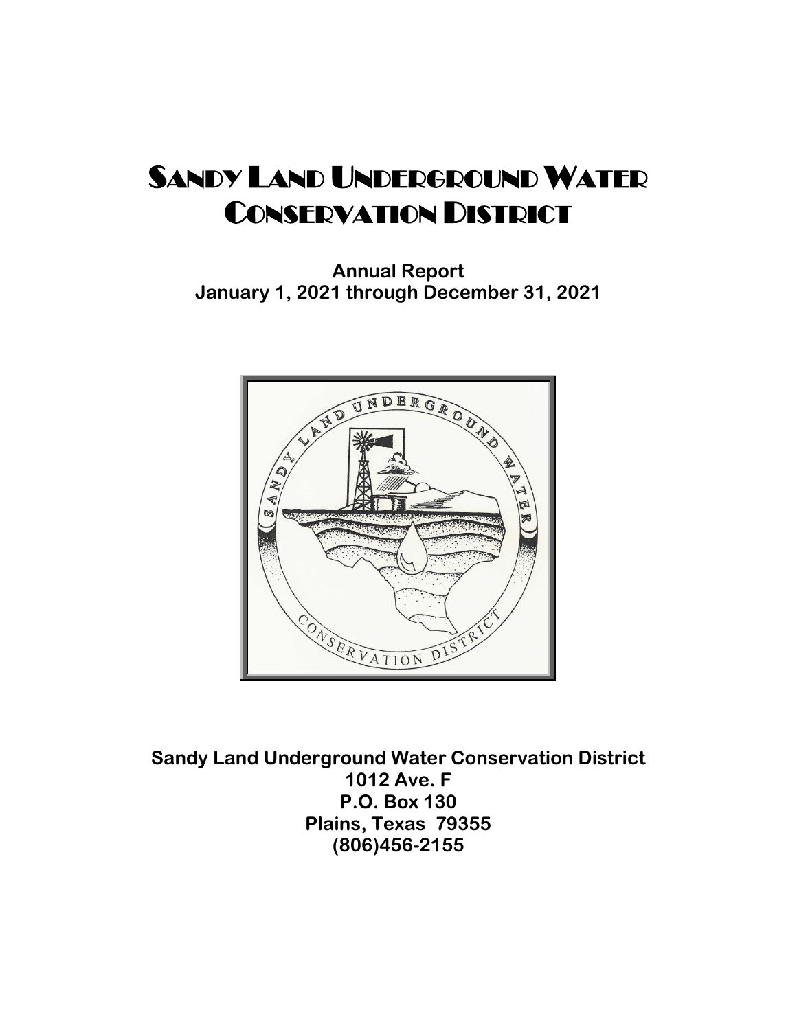# Sandy Land Underground Water Conservation District

**Annual Report**
**January 1, 2021 through December 31, 2021**

**Sandy Land Underground Water Conservation District**
**1012 Ave. F**
**P.O. Box 130**
**Plains, Texas 79355**
**(806)456-2155**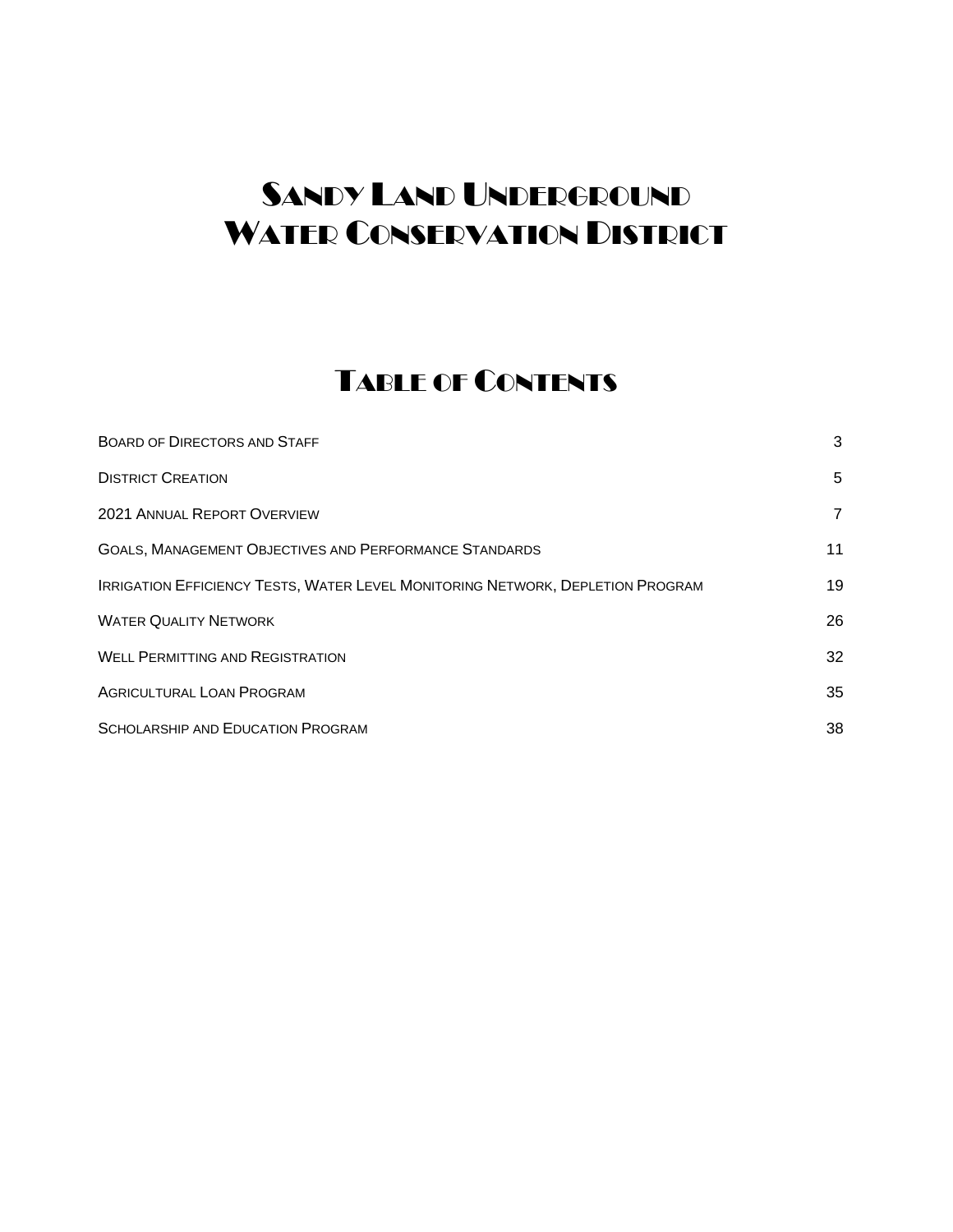# Sandy Land Underground Water Conservation District

## Table of Contents

| | |
|---|---|
| Board of Directors and Staff | 3 |
| District Creation | 5 |
| 2021 Annual Report Overview | 7 |
| Goals, Management Objectives and Performance Standards | 11 |
| Irrigation Efficiency Tests, Water Level Monitoring Network, Depletion Program | 19 |
| Water Quality Network | 26 |
| Well Permitting and Registration | 32 |
| Agricultural Loan Program | 35 |
| Scholarship and Education Program | 38 |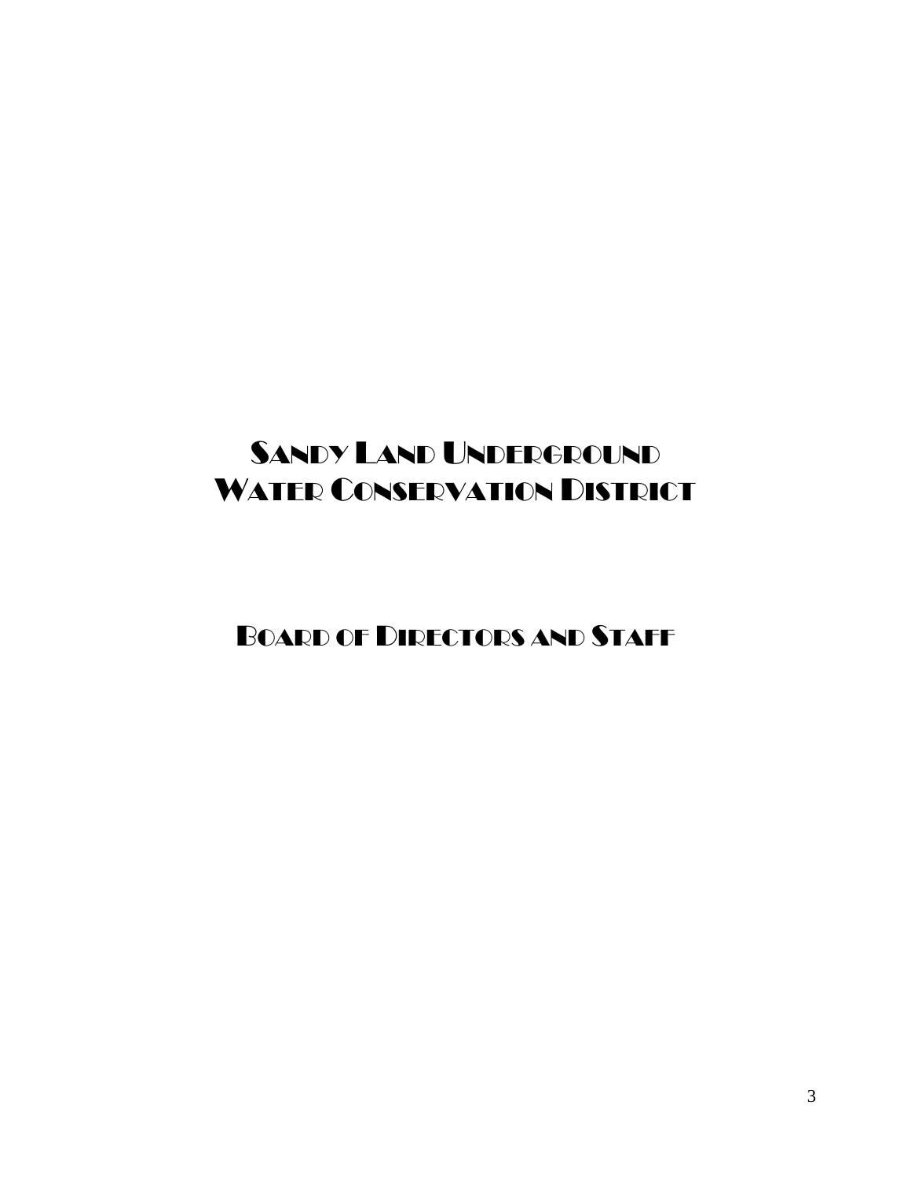# Sandy Land Underground Water Conservation District

## Board of Directors and Staff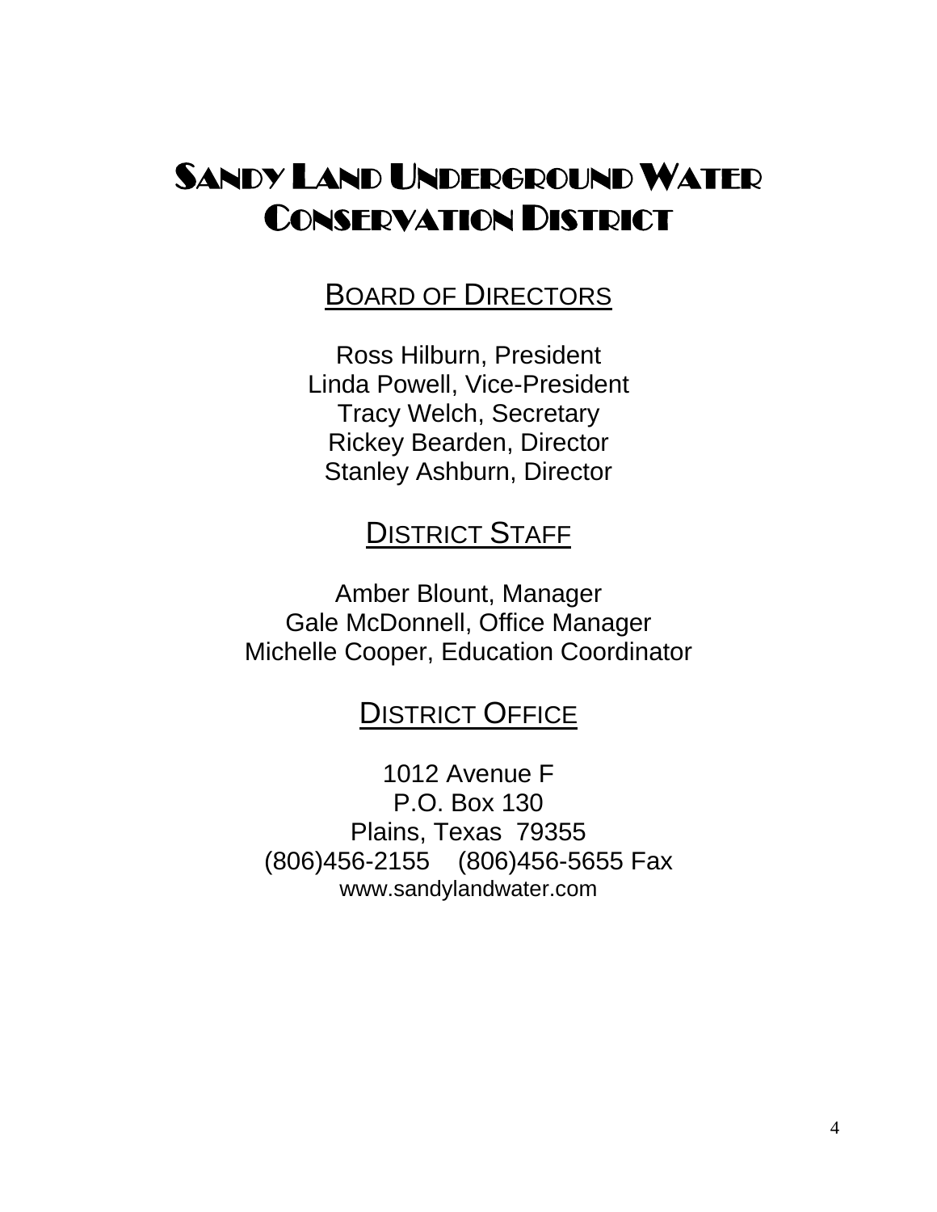# Sandy Land Underground Water Conservation District

## Board of Directors

Ross Hilburn, President
Linda Powell, Vice-President
Tracy Welch, Secretary
Rickey Bearden, Director
Stanley Ashburn, Director

## District Staff

Amber Blount, Manager
Gale McDonnell, Office Manager
Michelle Cooper, Education Coordinator

## District Office

1012 Avenue F
P.O. Box 130
Plains, Texas 79355
(806)456-2155 (806)456-5655 Fax
www.sandylandwater.com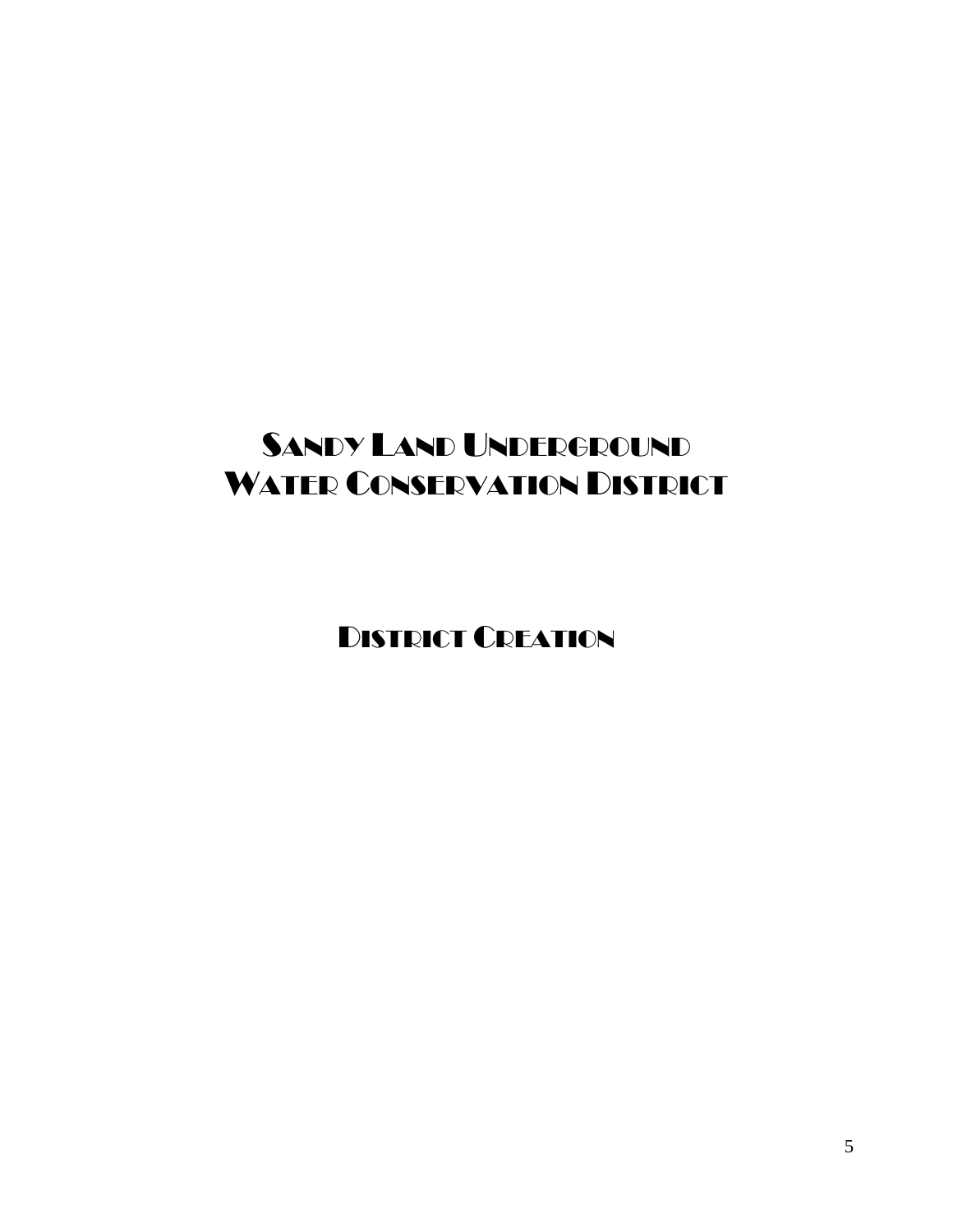# Sandy Land Underground Water Conservation District

## District Creation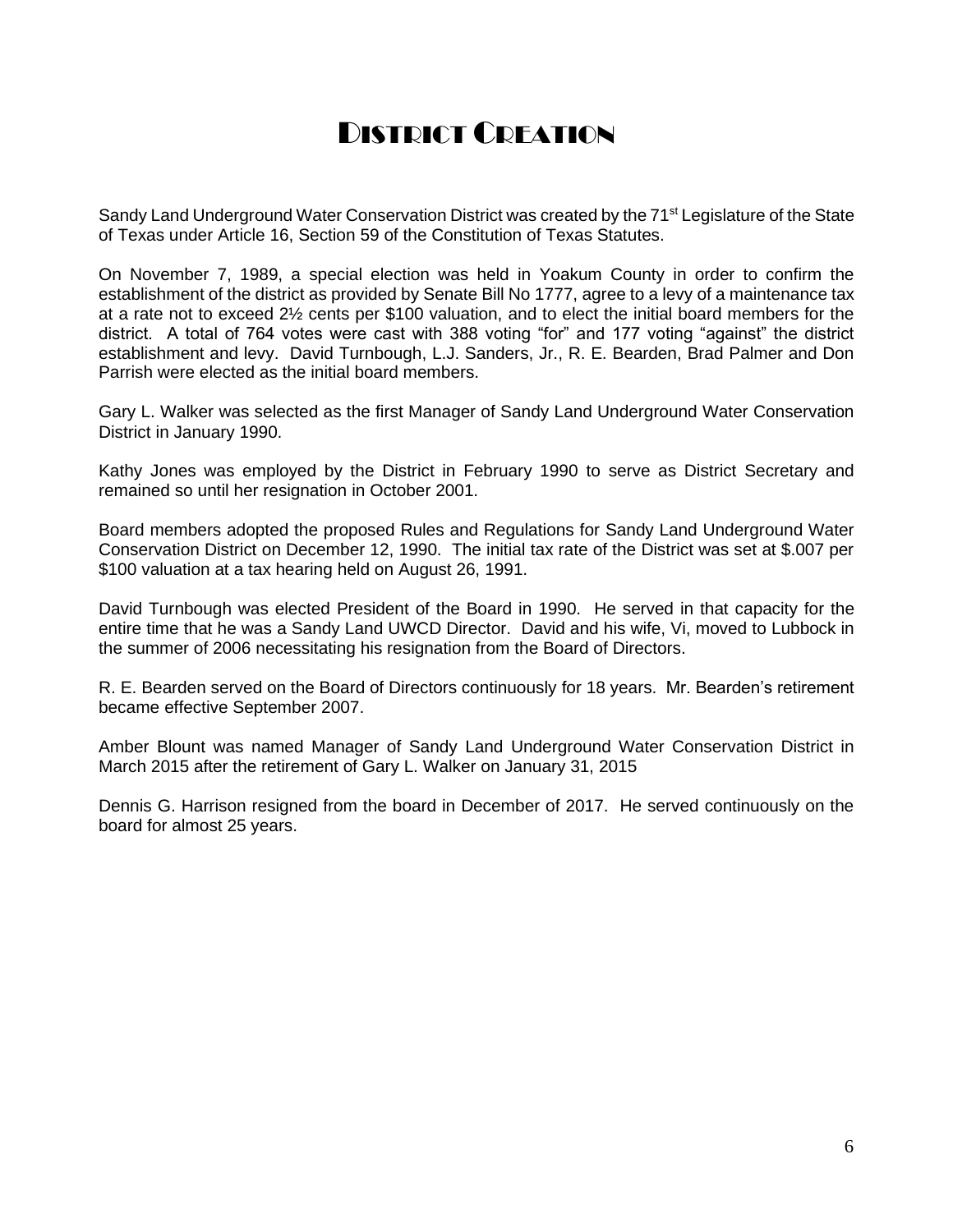# District Creation

Sandy Land Underground Water Conservation District was created by the 71st Legislature of the State of Texas under Article 16, Section 59 of the Constitution of Texas Statutes.

On November 7, 1989, a special election was held in Yoakum County in order to confirm the establishment of the district as provided by Senate Bill No 1777, agree to a levy of a maintenance tax at a rate not to exceed 2½ cents per $100 valuation, and to elect the initial board members for the district. A total of 764 votes were cast with 388 voting "for" and 177 voting "against" the district establishment and levy. David Turnbough, L.J. Sanders, Jr., R. E. Bearden, Brad Palmer and Don Parrish were elected as the initial board members.

Gary L. Walker was selected as the first Manager of Sandy Land Underground Water Conservation District in January 1990.

Kathy Jones was employed by the District in February 1990 to serve as District Secretary and remained so until her resignation in October 2001.

Board members adopted the proposed Rules and Regulations for Sandy Land Underground Water Conservation District on December 12, 1990. The initial tax rate of the District was set at $.007 per $100 valuation at a tax hearing held on August 26, 1991.

David Turnbough was elected President of the Board in 1990. He served in that capacity for the entire time that he was a Sandy Land UWCD Director. David and his wife, Vi, moved to Lubbock in the summer of 2006 necessitating his resignation from the Board of Directors.

R. E. Bearden served on the Board of Directors continuously for 18 years. Mr. Bearden's retirement became effective September 2007.

Amber Blount was named Manager of Sandy Land Underground Water Conservation District in March 2015 after the retirement of Gary L. Walker on January 31, 2015

Dennis G. Harrison resigned from the board in December of 2017. He served continuously on the board for almost 25 years.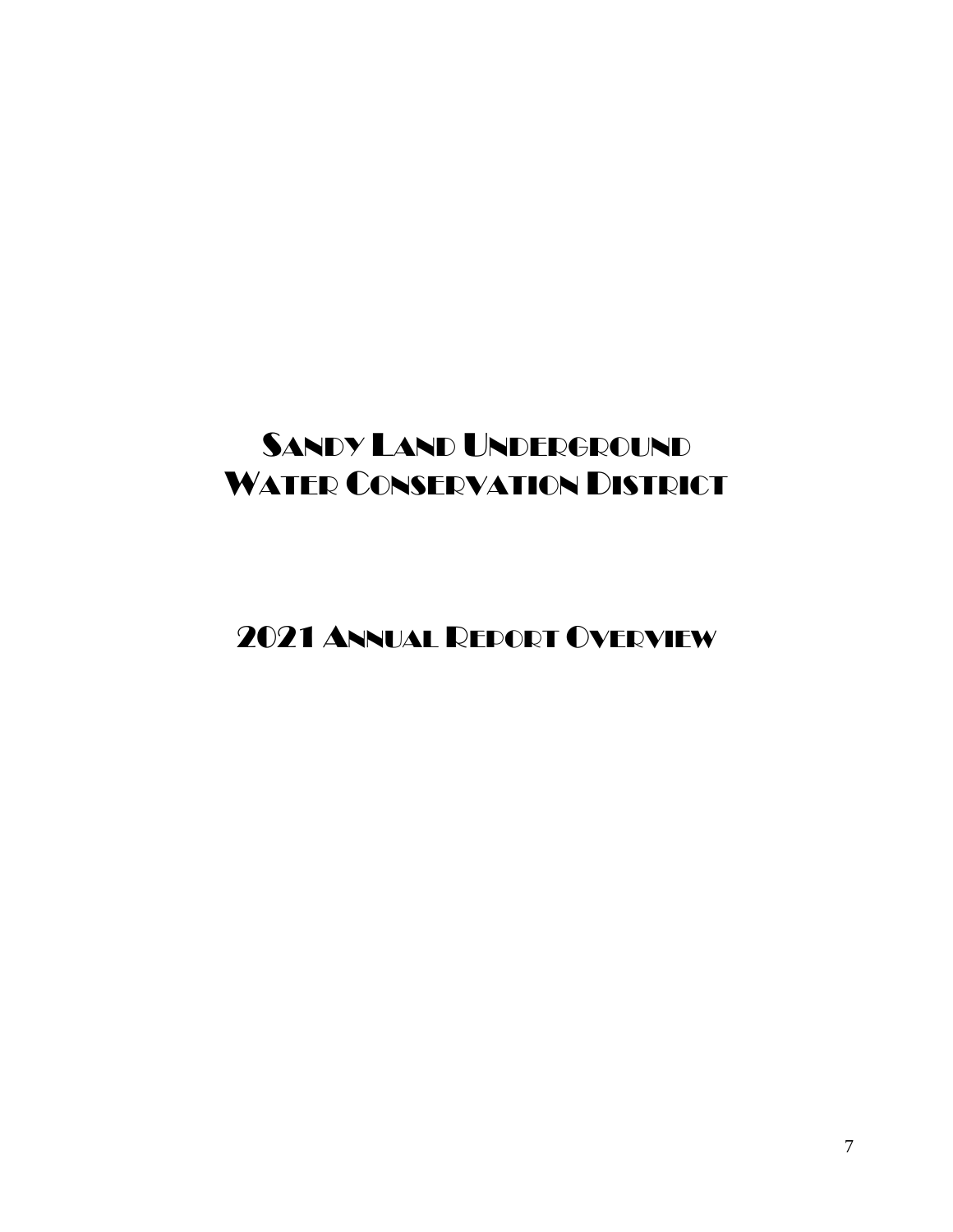# Sandy Land Underground Water Conservation District

## 2021 Annual Report Overview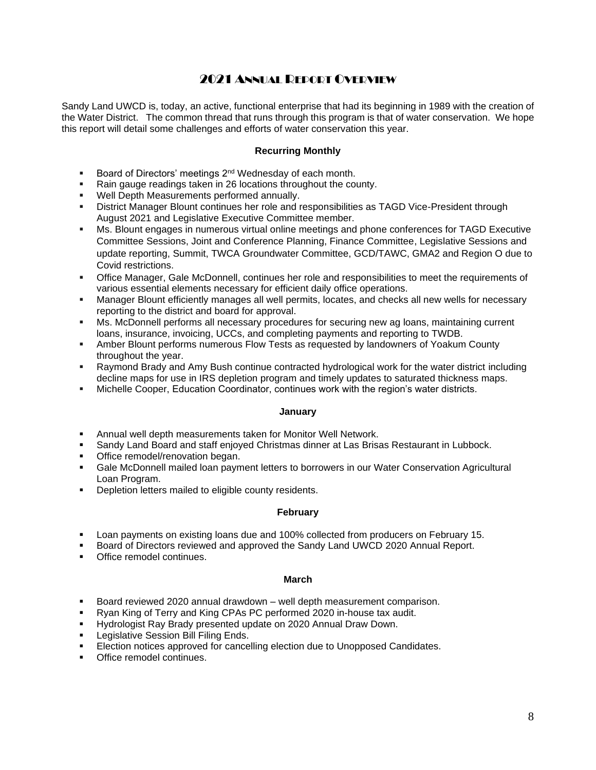# 2021 Annual Report Overview

Sandy Land UWCD is, today, an active, functional enterprise that had its beginning in 1989 with the creation of the Water District. The common thread that runs through this program is that of water conservation. We hope this report will detail some challenges and efforts of water conservation this year.

**Recurring Monthly**

- Board of Directors' meetings 2nd Wednesday of each month.
- Rain gauge readings taken in 26 locations throughout the county.
- Well Depth Measurements performed annually.
- District Manager Blount continues her role and responsibilities as TAGD Vice-President through August 2021 and Legislative Executive Committee member.
- Ms. Blount engages in numerous virtual online meetings and phone conferences for TAGD Executive Committee Sessions, Joint and Conference Planning, Finance Committee, Legislative Sessions and update reporting, Summit, TWCA Groundwater Committee, GCD/TAWC, GMA2 and Region O due to Covid restrictions.
- Office Manager, Gale McDonnell, continues her role and responsibilities to meet the requirements of various essential elements necessary for efficient daily office operations.
- Manager Blount efficiently manages all well permits, locates, and checks all new wells for necessary reporting to the district and board for approval.
- Ms. McDonnell performs all necessary procedures for securing new ag loans, maintaining current loans, insurance, invoicing, UCCs, and completing payments and reporting to TWDB.
- Amber Blount performs numerous Flow Tests as requested by landowners of Yoakum County throughout the year.
- Raymond Brady and Amy Bush continue contracted hydrological work for the water district including decline maps for use in IRS depletion program and timely updates to saturated thickness maps.
- Michelle Cooper, Education Coordinator, continues work with the region's water districts.

**January**

- Annual well depth measurements taken for Monitor Well Network.
- Sandy Land Board and staff enjoyed Christmas dinner at Las Brisas Restaurant in Lubbock.
- Office remodel/renovation began.
- Gale McDonnell mailed loan payment letters to borrowers in our Water Conservation Agricultural Loan Program.
- Depletion letters mailed to eligible county residents.

**February**

- Loan payments on existing loans due and 100% collected from producers on February 15.
- Board of Directors reviewed and approved the Sandy Land UWCD 2020 Annual Report.
- Office remodel continues.

**March**

- Board reviewed 2020 annual drawdown – well depth measurement comparison.
- Ryan King of Terry and King CPAs PC performed 2020 in-house tax audit.
- Hydrologist Ray Brady presented update on 2020 Annual Draw Down.
- Legislative Session Bill Filing Ends.
- Election notices approved for cancelling election due to Unopposed Candidates.
- Office remodel continues.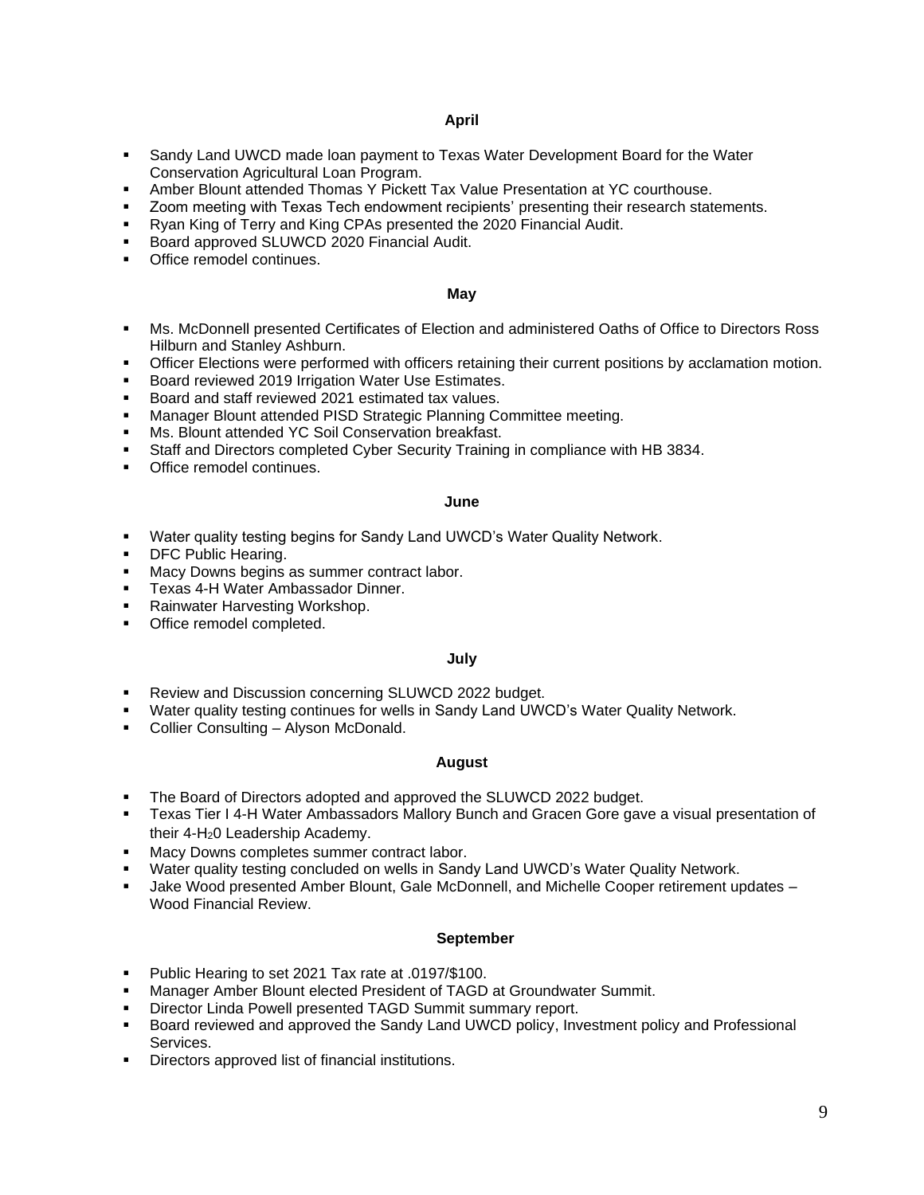**April**

- Sandy Land UWCD made loan payment to Texas Water Development Board for the Water Conservation Agricultural Loan Program.
- Amber Blount attended Thomas Y Pickett Tax Value Presentation at YC courthouse.
- Zoom meeting with Texas Tech endowment recipients' presenting their research statements.
- Ryan King of Terry and King CPAs presented the 2020 Financial Audit.
- Board approved SLUWCD 2020 Financial Audit.
- Office remodel continues.

**May**

- Ms. McDonnell presented Certificates of Election and administered Oaths of Office to Directors Ross Hilburn and Stanley Ashburn.
- Officer Elections were performed with officers retaining their current positions by acclamation motion.
- Board reviewed 2019 Irrigation Water Use Estimates.
- Board and staff reviewed 2021 estimated tax values.
- Manager Blount attended PISD Strategic Planning Committee meeting.
- Ms. Blount attended YC Soil Conservation breakfast.
- Staff and Directors completed Cyber Security Training in compliance with HB 3834.
- Office remodel continues.

**June**

- Water quality testing begins for Sandy Land UWCD's Water Quality Network.
- DFC Public Hearing.
- Macy Downs begins as summer contract labor.
- Texas 4-H Water Ambassador Dinner.
- Rainwater Harvesting Workshop.
- Office remodel completed.

**July**

- Review and Discussion concerning SLUWCD 2022 budget.
- Water quality testing continues for wells in Sandy Land UWCD's Water Quality Network.
- Collier Consulting – Alyson McDonald.

**August**

- The Board of Directors adopted and approved the SLUWCD 2022 budget.
- Texas Tier I 4-H Water Ambassadors Mallory Bunch and Gracen Gore gave a visual presentation of their 4-$H_2$0 Leadership Academy.
- Macy Downs completes summer contract labor.
- Water quality testing concluded on wells in Sandy Land UWCD's Water Quality Network.
- Jake Wood presented Amber Blount, Gale McDonnell, and Michelle Cooper retirement updates – Wood Financial Review.

**September**

- Public Hearing to set 2021 Tax rate at .0197/$100.
- Manager Amber Blount elected President of TAGD at Groundwater Summit.
- Director Linda Powell presented TAGD Summit summary report.
- Board reviewed and approved the Sandy Land UWCD policy, Investment policy and Professional Services.
- Directors approved list of financial institutions.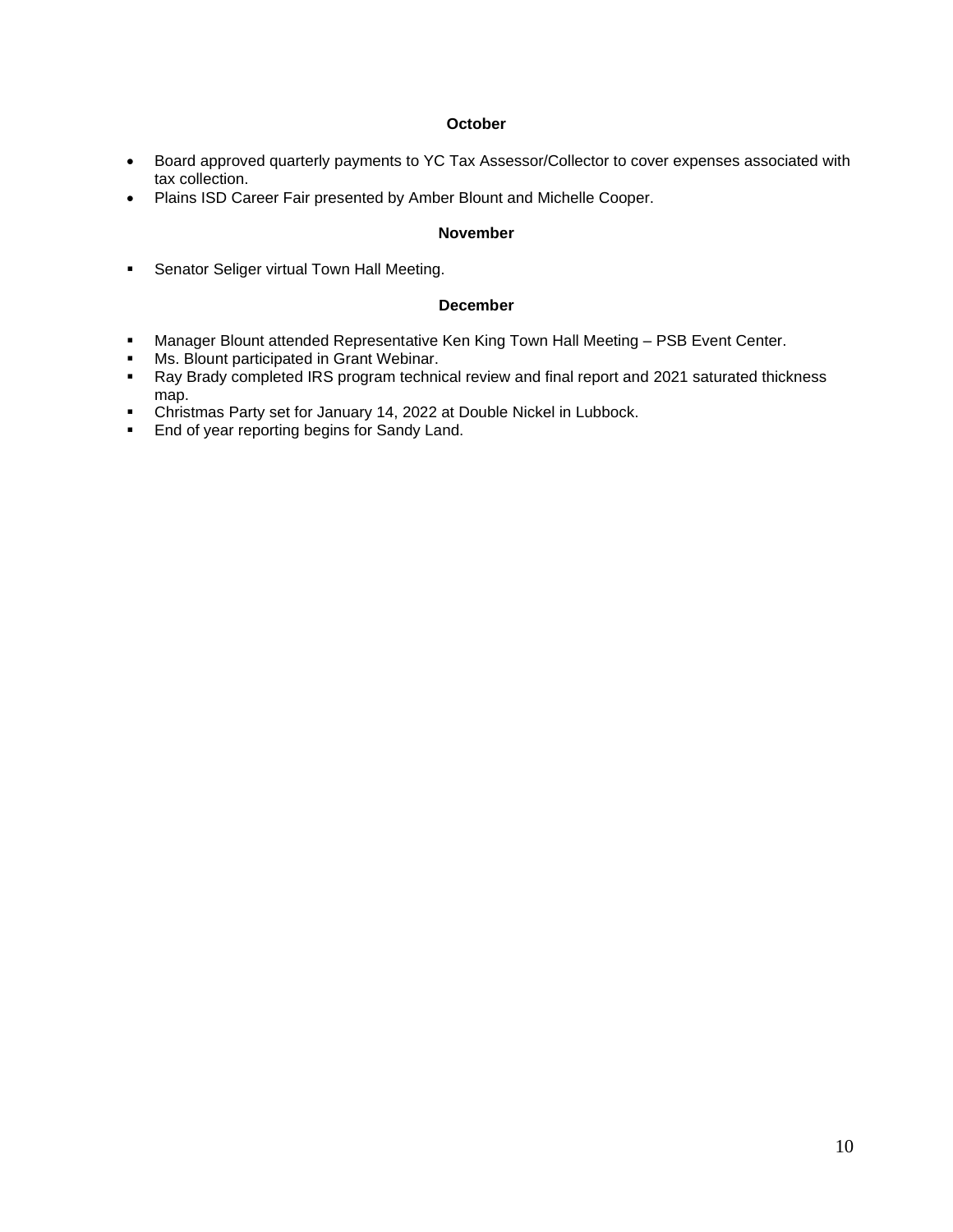**October**

- Board approved quarterly payments to YC Tax Assessor/Collector to cover expenses associated with tax collection.
- Plains ISD Career Fair presented by Amber Blount and Michelle Cooper.

**November**

- Senator Seliger virtual Town Hall Meeting.

**December**

- Manager Blount attended Representative Ken King Town Hall Meeting – PSB Event Center.
- Ms. Blount participated in Grant Webinar.
- Ray Brady completed IRS program technical review and final report and 2021 saturated thickness map.
- Christmas Party set for January 14, 2022 at Double Nickel in Lubbock.
- End of year reporting begins for Sandy Land.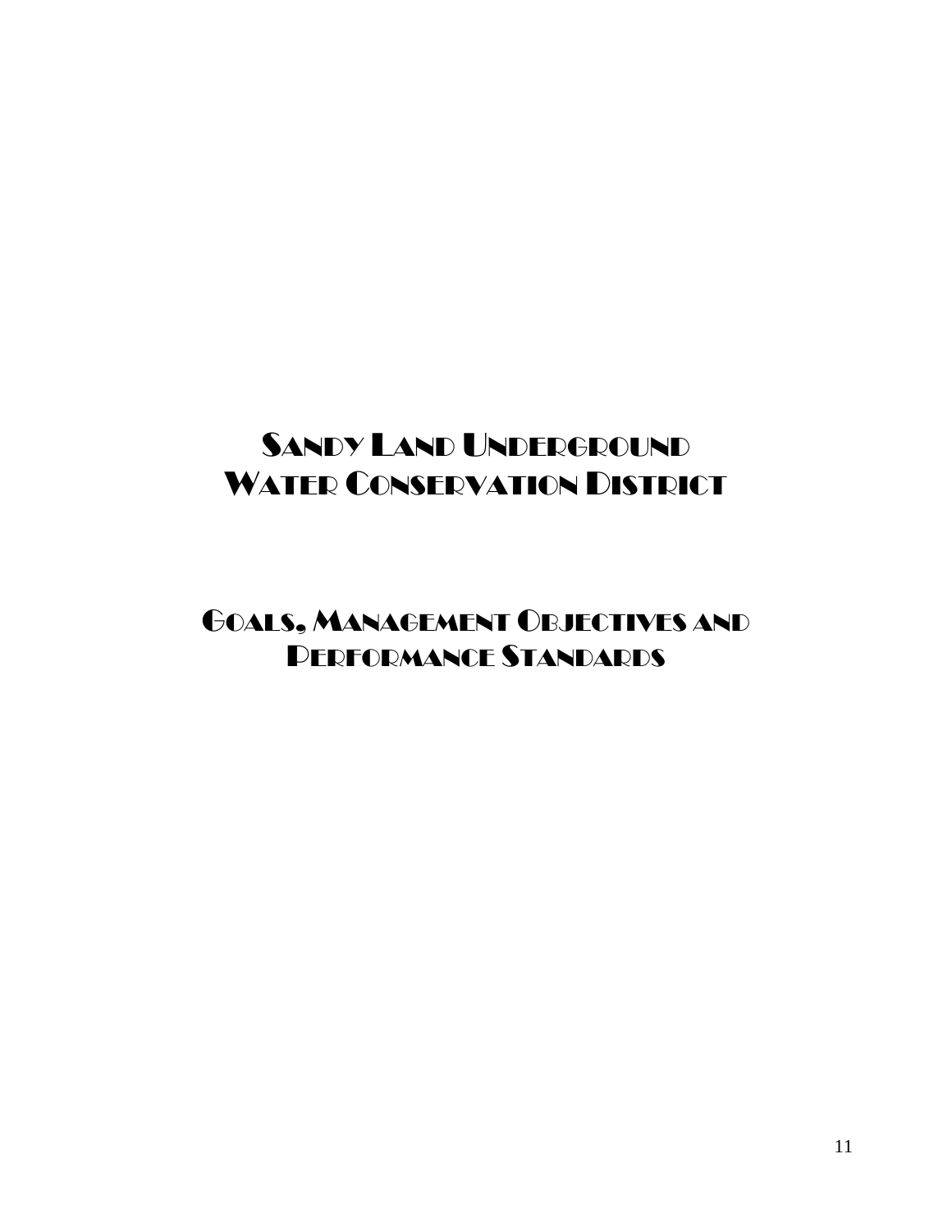# Sandy Land Underground Water Conservation District

# Goals, Management Objectives and Performance Standards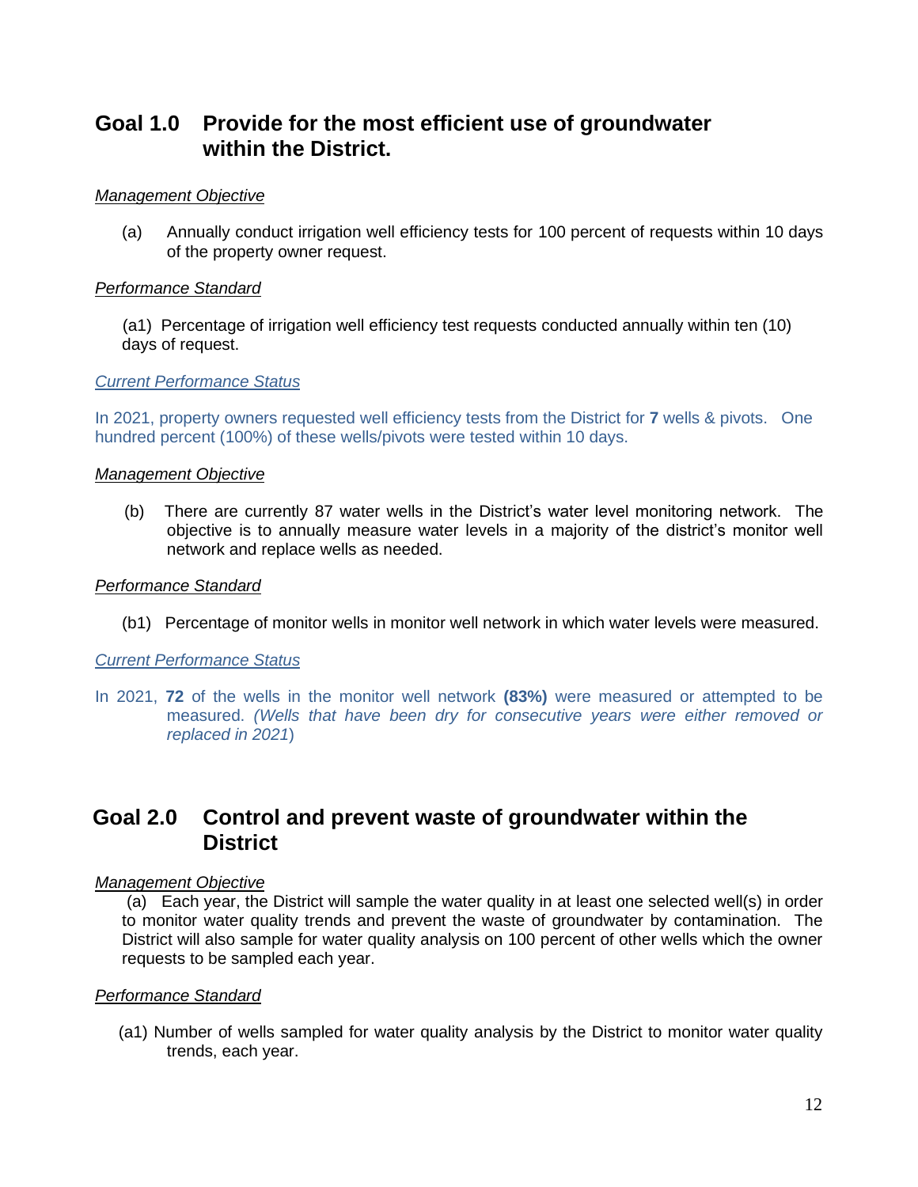## Goal 1.0 Provide for the most efficient use of groundwater within the District.

*Management Objective*

(a) Annually conduct irrigation well efficiency tests for 100 percent of requests within 10 days of the property owner request.

*Performance Standard*

(a1) Percentage of irrigation well efficiency test requests conducted annually within ten (10) days of request.

*Current Performance Status*

In 2021, property owners requested well efficiency tests from the District for **7** wells & pivots. One hundred percent (100%) of these wells/pivots were tested within 10 days.

*Management Objective*

(b) There are currently 87 water wells in the District's water level monitoring network. The objective is to annually measure water levels in a majority of the district's monitor well network and replace wells as needed.

*Performance Standard*

(b1) Percentage of monitor wells in monitor well network in which water levels were measured.

*Current Performance Status*

In 2021, **72** of the wells in the monitor well network **(83%)** were measured or attempted to be measured. *(Wells that have been dry for consecutive years were either removed or replaced in 2021*)

## Goal 2.0 Control and prevent waste of groundwater within the District

*Management Objective*

(a) Each year, the District will sample the water quality in at least one selected well(s) in order to monitor water quality trends and prevent the waste of groundwater by contamination. The District will also sample for water quality analysis on 100 percent of other wells which the owner requests to be sampled each year.

*Performance Standard*

(a1) Number of wells sampled for water quality analysis by the District to monitor water quality trends, each year.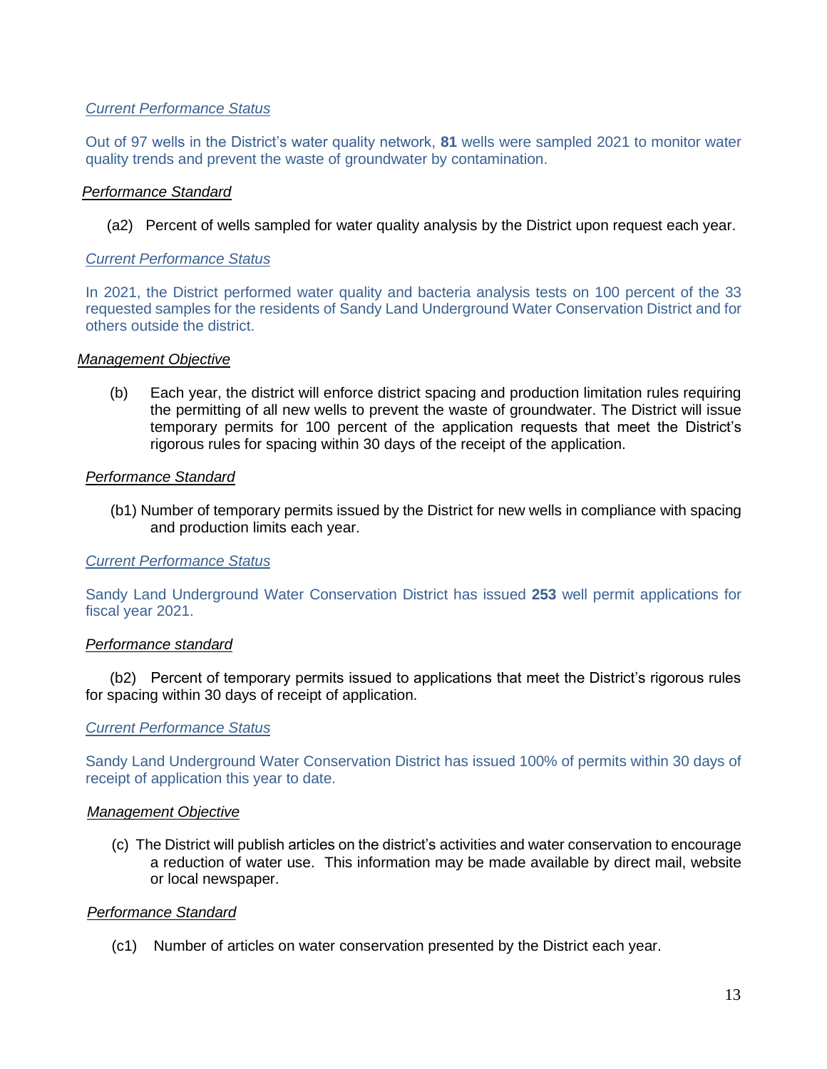*Current Performance Status*

Out of 97 wells in the District's water quality network, **81** wells were sampled 2021 to monitor water quality trends and prevent the waste of groundwater by contamination.

*Performance Standard*

(a2) Percent of wells sampled for water quality analysis by the District upon request each year.

*Current Performance Status*

In 2021, the District performed water quality and bacteria analysis tests on 100 percent of the 33 requested samples for the residents of Sandy Land Underground Water Conservation District and for others outside the district.

*Management Objective*

(b) Each year, the district will enforce district spacing and production limitation rules requiring the permitting of all new wells to prevent the waste of groundwater. The District will issue temporary permits for 100 percent of the application requests that meet the District's rigorous rules for spacing within 30 days of the receipt of the application.

*Performance Standard*

(b1) Number of temporary permits issued by the District for new wells in compliance with spacing and production limits each year.

*Current Performance Status*

Sandy Land Underground Water Conservation District has issued **253** well permit applications for fiscal year 2021.

*Performance standard*

(b2) Percent of temporary permits issued to applications that meet the District's rigorous rules for spacing within 30 days of receipt of application.

*Current Performance Status*

Sandy Land Underground Water Conservation District has issued 100% of permits within 30 days of receipt of application this year to date.

*Management Objective*

(c) The District will publish articles on the district's activities and water conservation to encourage a reduction of water use. This information may be made available by direct mail, website or local newspaper.

*Performance Standard*

(c1) Number of articles on water conservation presented by the District each year.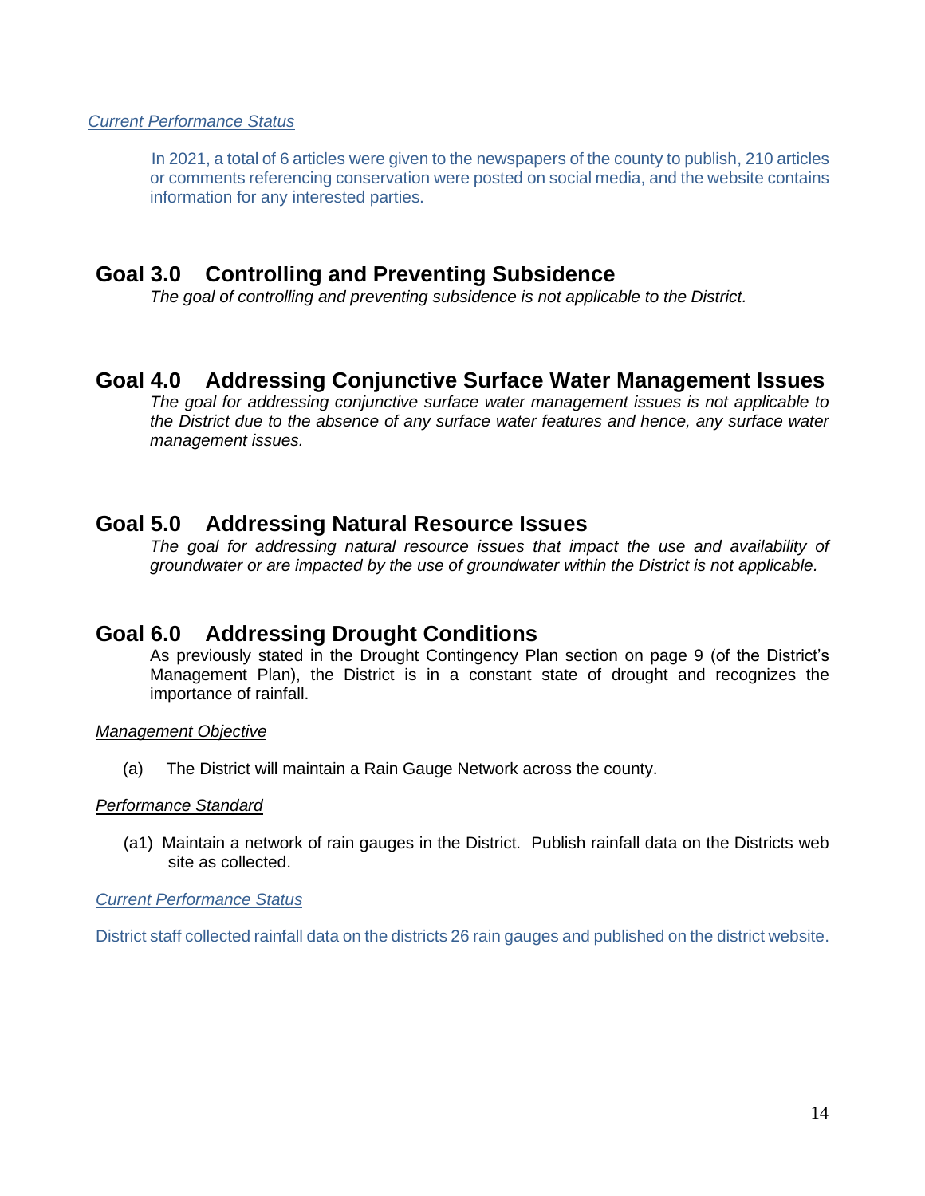*Current Performance Status*

In 2021, a total of 6 articles were given to the newspapers of the county to publish, 210 articles or comments referencing conservation were posted on social media, and the website contains information for any interested parties.

## Goal 3.0 Controlling and Preventing Subsidence

*The goal of controlling and preventing subsidence is not applicable to the District.*

## Goal 4.0 Addressing Conjunctive Surface Water Management Issues

*The goal for addressing conjunctive surface water management issues is not applicable to the District due to the absence of any surface water features and hence, any surface water management issues.*

## Goal 5.0 Addressing Natural Resource Issues

*The goal for addressing natural resource issues that impact the use and availability of groundwater or are impacted by the use of groundwater within the District is not applicable.*

## Goal 6.0 Addressing Drought Conditions

As previously stated in the Drought Contingency Plan section on page 9 (of the District's Management Plan), the District is in a constant state of drought and recognizes the importance of rainfall.

*Management Objective*

(a) The District will maintain a Rain Gauge Network across the county.

*Performance Standard*

(a1) Maintain a network of rain gauges in the District. Publish rainfall data on the Districts web site as collected.

*Current Performance Status*

District staff collected rainfall data on the districts 26 rain gauges and published on the district website.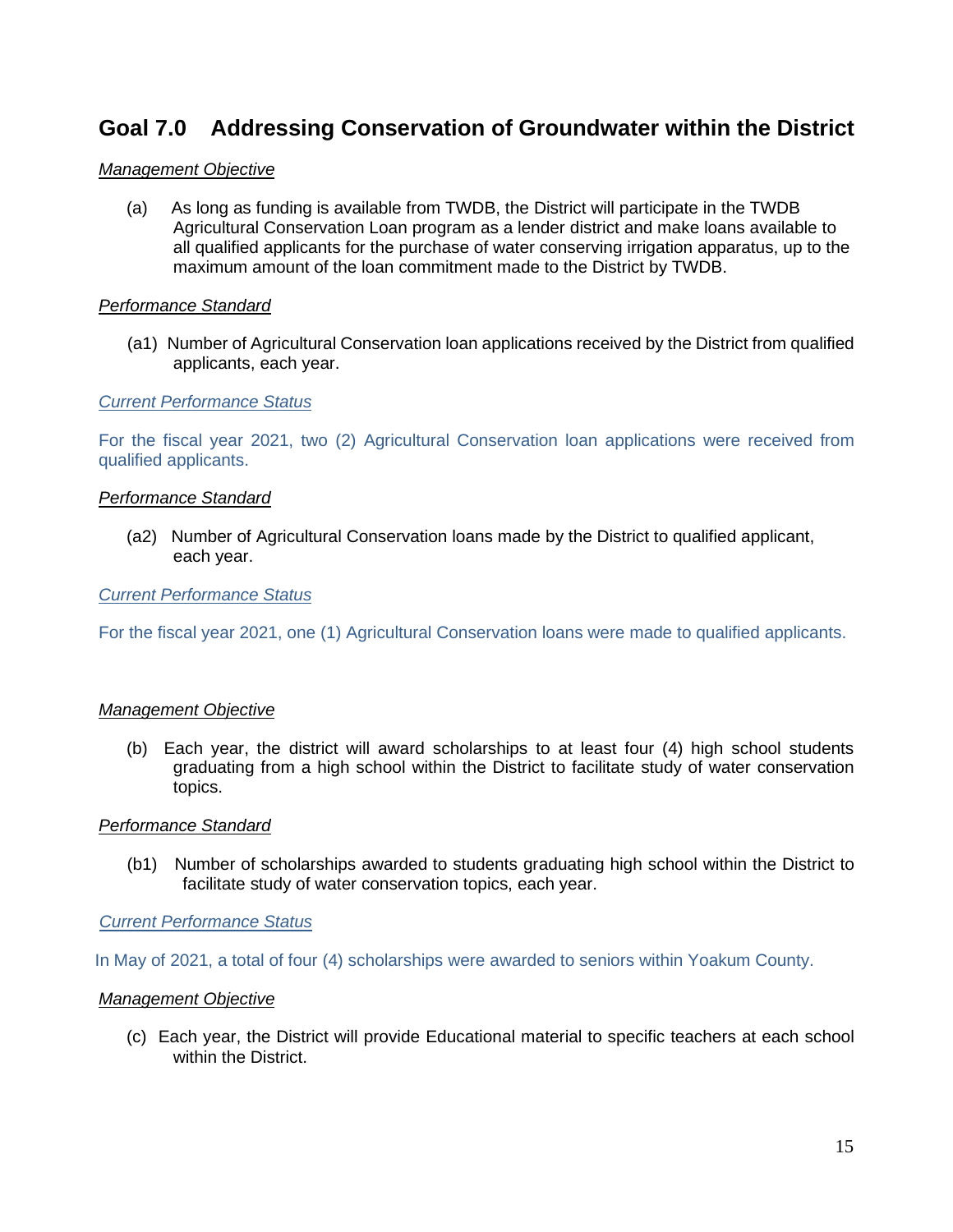## Goal 7.0 Addressing Conservation of Groundwater within the District

*Management Objective*

(a) As long as funding is available from TWDB, the District will participate in the TWDB Agricultural Conservation Loan program as a lender district and make loans available to all qualified applicants for the purchase of water conserving irrigation apparatus, up to the maximum amount of the loan commitment made to the District by TWDB.

*Performance Standard*

(a1) Number of Agricultural Conservation loan applications received by the District from qualified applicants, each year.

*Current Performance Status*

For the fiscal year 2021, two (2) Agricultural Conservation loan applications were received from qualified applicants.

*Performance Standard*

(a2) Number of Agricultural Conservation loans made by the District to qualified applicant, each year.

*Current Performance Status*

For the fiscal year 2021, one (1) Agricultural Conservation loans were made to qualified applicants.

*Management Objective*

(b) Each year, the district will award scholarships to at least four (4) high school students graduating from a high school within the District to facilitate study of water conservation topics.

*Performance Standard*

(b1) Number of scholarships awarded to students graduating high school within the District to facilitate study of water conservation topics, each year.

*Current Performance Status*

In May of 2021, a total of four (4) scholarships were awarded to seniors within Yoakum County.

*Management Objective*

(c) Each year, the District will provide Educational material to specific teachers at each school within the District.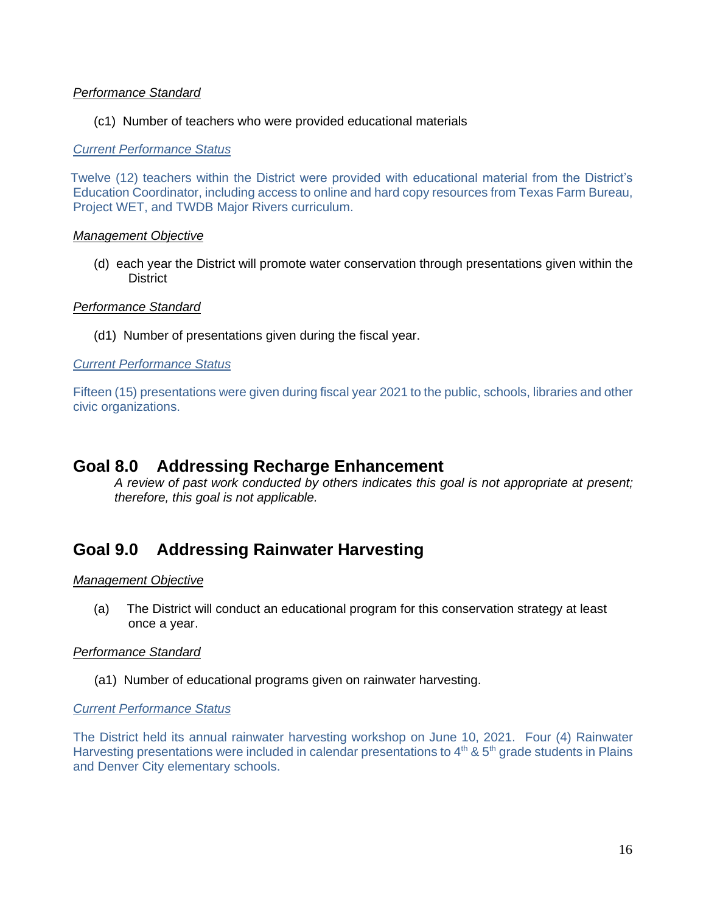*Performance Standard*

(c1) Number of teachers who were provided educational materials

*Current Performance Status*

Twelve (12) teachers within the District were provided with educational material from the District's Education Coordinator, including access to online and hard copy resources from Texas Farm Bureau, Project WET, and TWDB Major Rivers curriculum.

*Management Objective*

(d) each year the District will promote water conservation through presentations given within the District

*Performance Standard*

(d1) Number of presentations given during the fiscal year.

*Current Performance Status*

Fifteen (15) presentations were given during fiscal year 2021 to the public, schools, libraries and other civic organizations.

## Goal 8.0 Addressing Recharge Enhancement

*A review of past work conducted by others indicates this goal is not appropriate at present; therefore, this goal is not applicable.*

## Goal 9.0 Addressing Rainwater Harvesting

*Management Objective*

(a) The District will conduct an educational program for this conservation strategy at least once a year.

*Performance Standard*

(a1) Number of educational programs given on rainwater harvesting.

*Current Performance Status*

The District held its annual rainwater harvesting workshop on June 10, 2021. Four (4) Rainwater Harvesting presentations were included in calendar presentations to 4th & 5th grade students in Plains and Denver City elementary schools.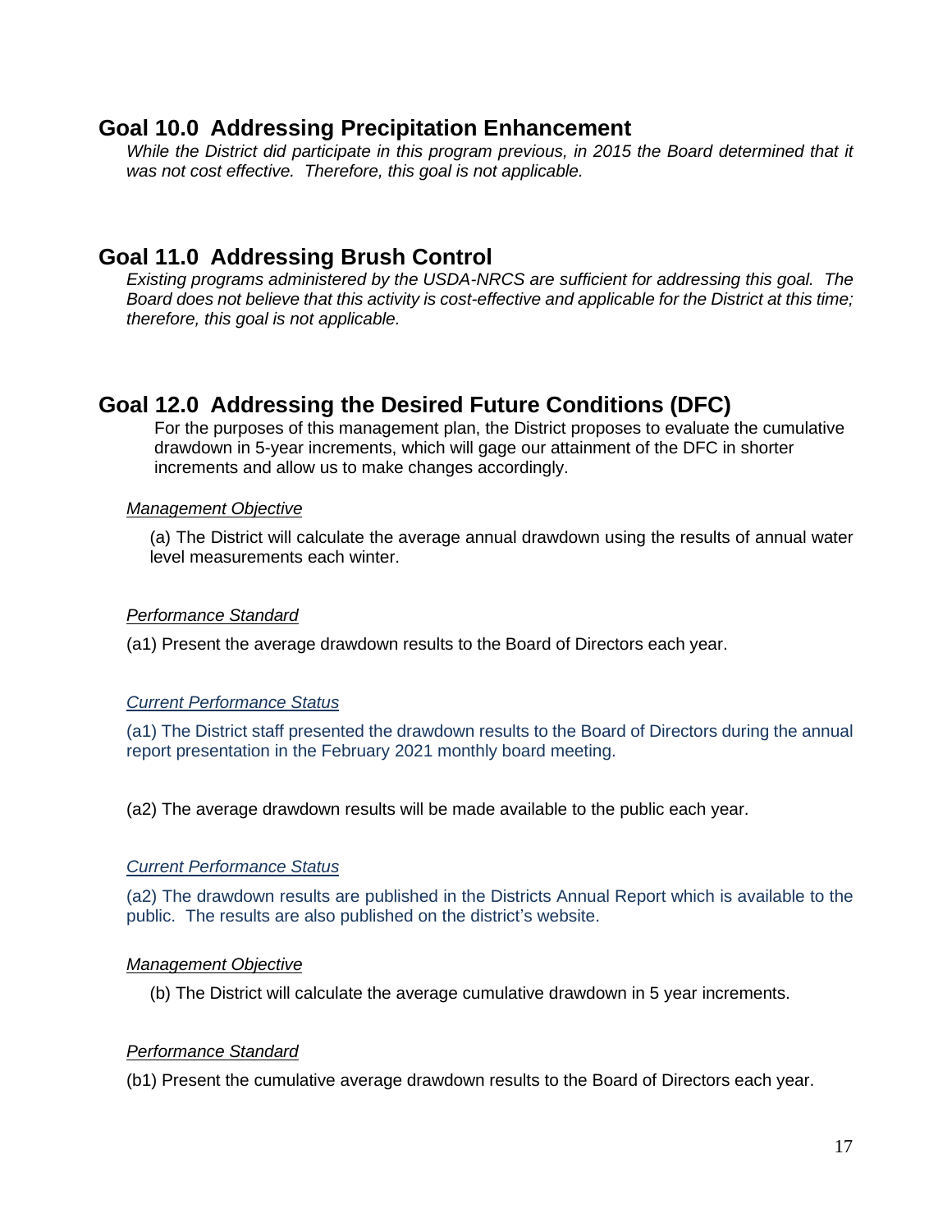## Goal 10.0 Addressing Precipitation Enhancement

*While the District did participate in this program previous, in 2015 the Board determined that it was not cost effective. Therefore, this goal is not applicable.*

## Goal 11.0 Addressing Brush Control

*Existing programs administered by the USDA-NRCS are sufficient for addressing this goal. The Board does not believe that this activity is cost-effective and applicable for the District at this time; therefore, this goal is not applicable.*

## Goal 12.0 Addressing the Desired Future Conditions (DFC)

For the purposes of this management plan, the District proposes to evaluate the cumulative drawdown in 5-year increments, which will gage our attainment of the DFC in shorter increments and allow us to make changes accordingly.

*Management Objective*

(a) The District will calculate the average annual drawdown using the results of annual water level measurements each winter.

*Performance Standard*

(a1) Present the average drawdown results to the Board of Directors each year.

*Current Performance Status*

(a1) The District staff presented the drawdown results to the Board of Directors during the annual report presentation in the February 2021 monthly board meeting.

(a2) The average drawdown results will be made available to the public each year.

*Current Performance Status*

(a2) The drawdown results are published in the Districts Annual Report which is available to the public. The results are also published on the district's website.

*Management Objective*

(b) The District will calculate the average cumulative drawdown in 5 year increments.

*Performance Standard*

(b1) Present the cumulative average drawdown results to the Board of Directors each year.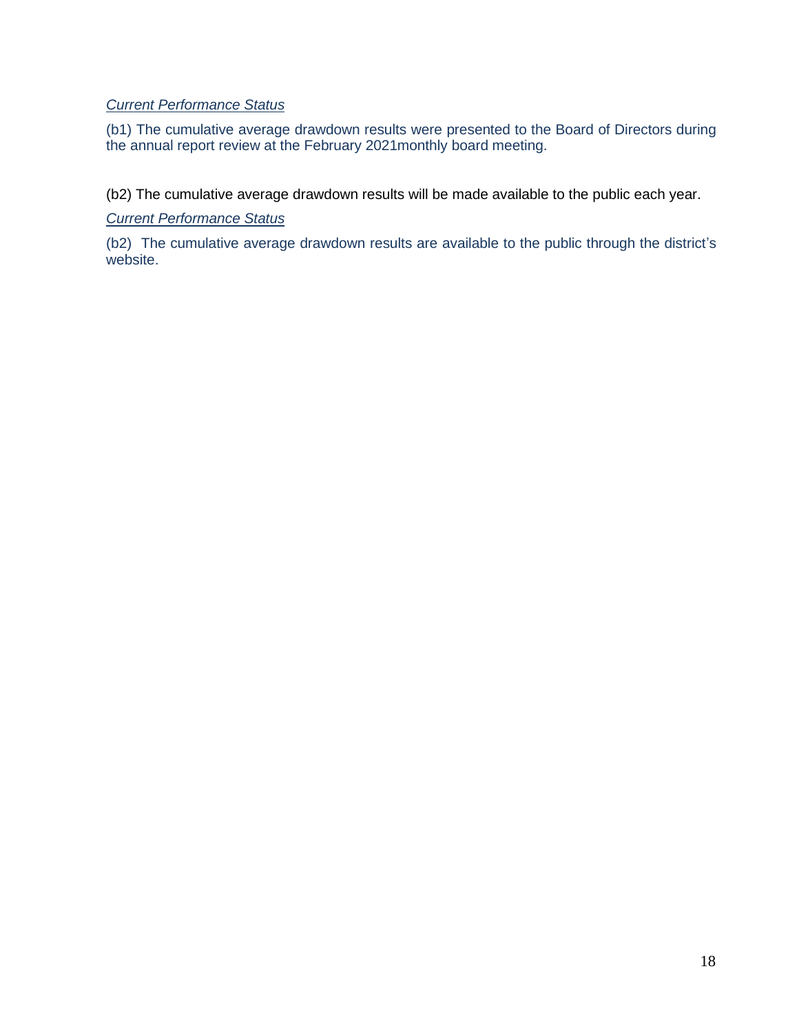*Current Performance Status*

(b1) The cumulative average drawdown results were presented to the Board of Directors during the annual report review at the February 2021monthly board meeting.

(b2) The cumulative average drawdown results will be made available to the public each year.

*Current Performance Status*

(b2) The cumulative average drawdown results are available to the public through the district's website.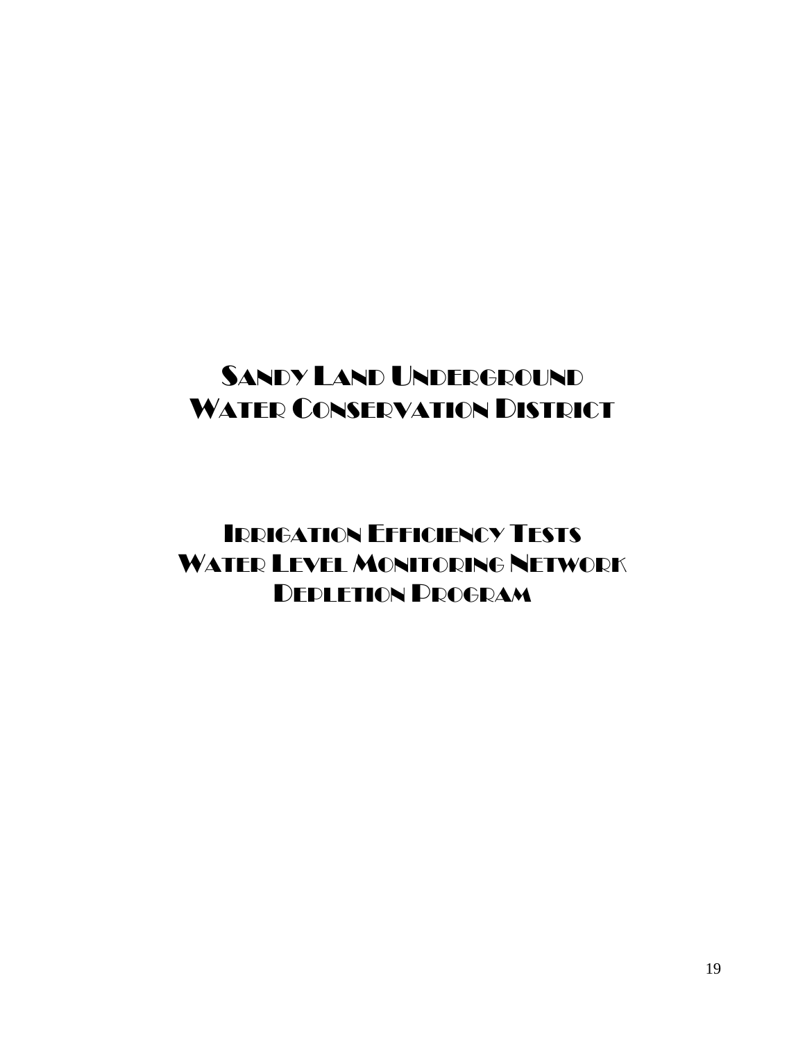# Sandy Land Underground Water Conservation District

## Irrigation Efficiency Tests
## Water Level Monitoring Network
## Depletion Program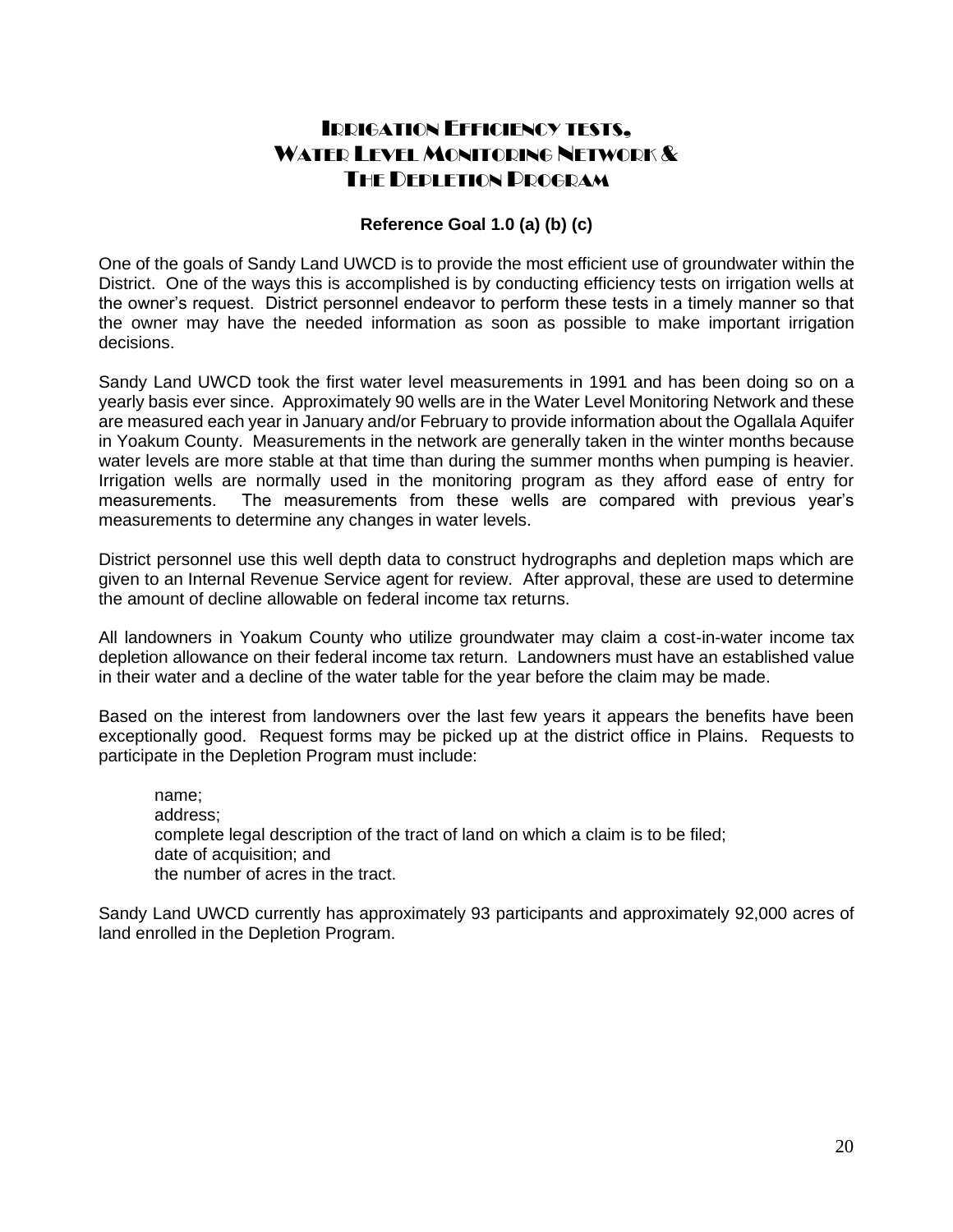# Irrigation Efficiency tests, Water Level Monitoring Network & The Depletion Program

**Reference Goal 1.0 (a) (b) (c)**

One of the goals of Sandy Land UWCD is to provide the most efficient use of groundwater within the District. One of the ways this is accomplished is by conducting efficiency tests on irrigation wells at the owner's request. District personnel endeavor to perform these tests in a timely manner so that the owner may have the needed information as soon as possible to make important irrigation decisions.

Sandy Land UWCD took the first water level measurements in 1991 and has been doing so on a yearly basis ever since. Approximately 90 wells are in the Water Level Monitoring Network and these are measured each year in January and/or February to provide information about the Ogallala Aquifer in Yoakum County. Measurements in the network are generally taken in the winter months because water levels are more stable at that time than during the summer months when pumping is heavier. Irrigation wells are normally used in the monitoring program as they afford ease of entry for measurements. The measurements from these wells are compared with previous year's measurements to determine any changes in water levels.

District personnel use this well depth data to construct hydrographs and depletion maps which are given to an Internal Revenue Service agent for review. After approval, these are used to determine the amount of decline allowable on federal income tax returns.

All landowners in Yoakum County who utilize groundwater may claim a cost-in-water income tax depletion allowance on their federal income tax return. Landowners must have an established value in their water and a decline of the water table for the year before the claim may be made.

Based on the interest from landowners over the last few years it appears the benefits have been exceptionally good. Request forms may be picked up at the district office in Plains. Requests to participate in the Depletion Program must include:

name;
address;
complete legal description of the tract of land on which a claim is to be filed;
date of acquisition; and
the number of acres in the tract.

Sandy Land UWCD currently has approximately 93 participants and approximately 92,000 acres of land enrolled in the Depletion Program.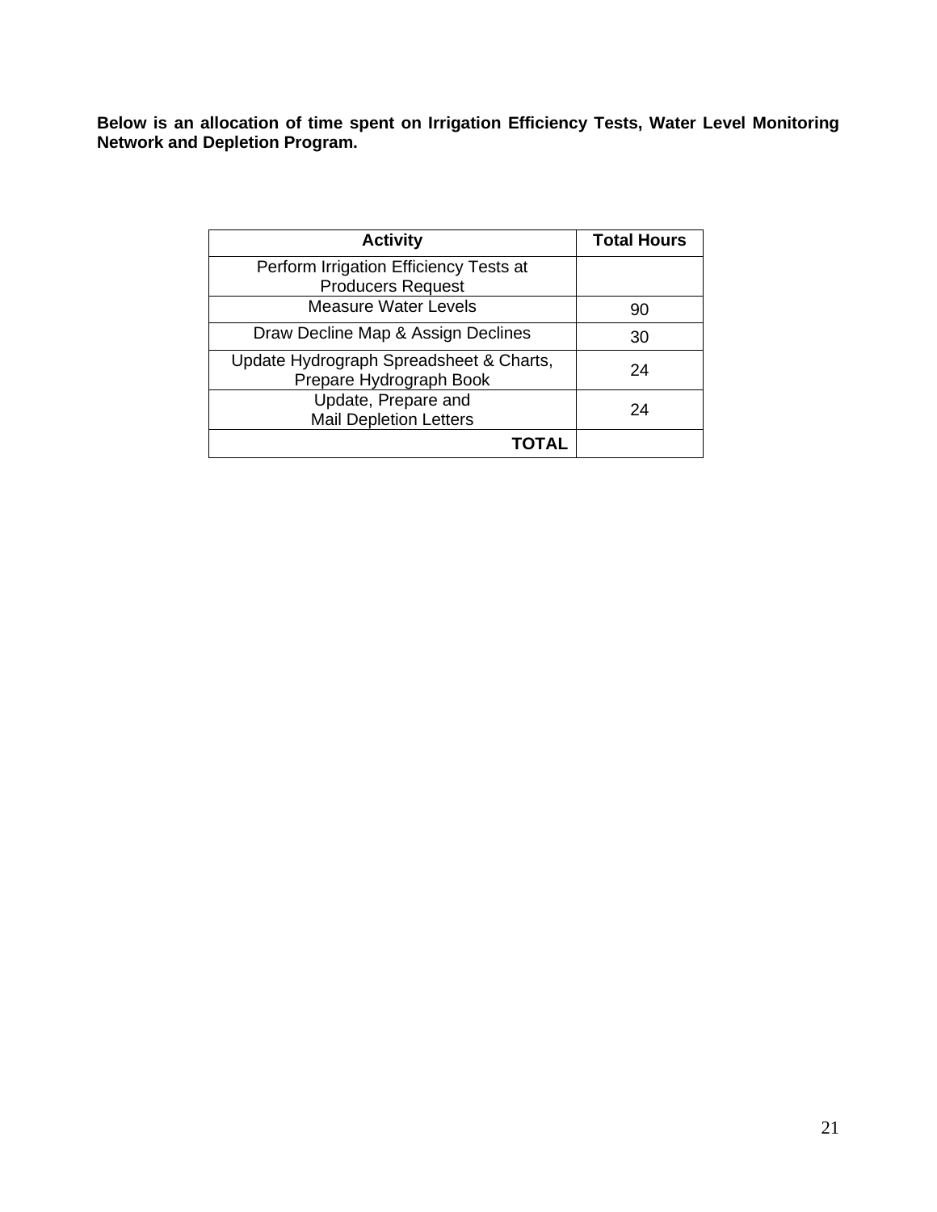**Below is an allocation of time spent on Irrigation Efficiency Tests, Water Level Monitoring Network and Depletion Program.**

| Activity | Total Hours |
| --- | --- |
| Perform Irrigation Efficiency Tests at Producers Request | |
| Measure Water Levels | 90 |
| Draw Decline Map & Assign Declines | 30 |
| Update Hydrograph Spreadsheet & Charts, Prepare Hydrograph Book | 24 |
| Update, Prepare and Mail Depletion Letters | 24 |
| **TOTAL** | |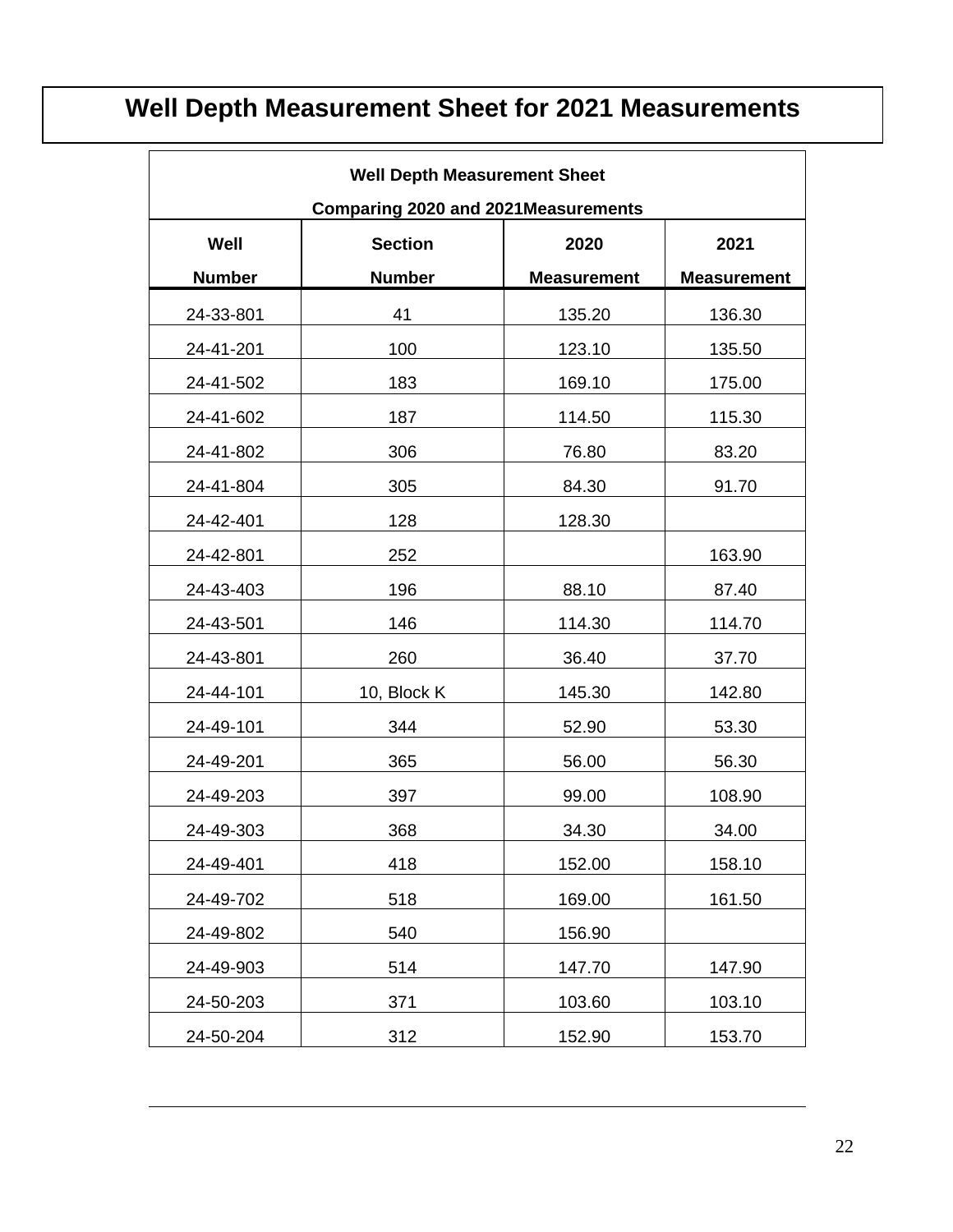# Well Depth Measurement Sheet for 2021 Measurements

| Well Depth Measurement Sheet Comparing 2020 and 2021Measurements | | | |
|---|---|---|---|
| Well Number | Section Number | 2020 Measurement | 2021 Measurement |
| 24-33-801 | 41 | 135.20 | 136.30 |
| 24-41-201 | 100 | 123.10 | 135.50 |
| 24-41-502 | 183 | 169.10 | 175.00 |
| 24-41-602 | 187 | 114.50 | 115.30 |
| 24-41-802 | 306 | 76.80 | 83.20 |
| 24-41-804 | 305 | 84.30 | 91.70 |
| 24-42-401 | 128 | 128.30 | |
| 24-42-801 | 252 | | 163.90 |
| 24-43-403 | 196 | 88.10 | 87.40 |
| 24-43-501 | 146 | 114.30 | 114.70 |
| 24-43-801 | 260 | 36.40 | 37.70 |
| 24-44-101 | 10, Block K | 145.30 | 142.80 |
| 24-49-101 | 344 | 52.90 | 53.30 |
| 24-49-201 | 365 | 56.00 | 56.30 |
| 24-49-203 | 397 | 99.00 | 108.90 |
| 24-49-303 | 368 | 34.30 | 34.00 |
| 24-49-401 | 418 | 152.00 | 158.10 |
| 24-49-702 | 518 | 169.00 | 161.50 |
| 24-49-802 | 540 | 156.90 | |
| 24-49-903 | 514 | 147.70 | 147.90 |
| 24-50-203 | 371 | 103.60 | 103.10 |
| 24-50-204 | 312 | 152.90 | 153.70 |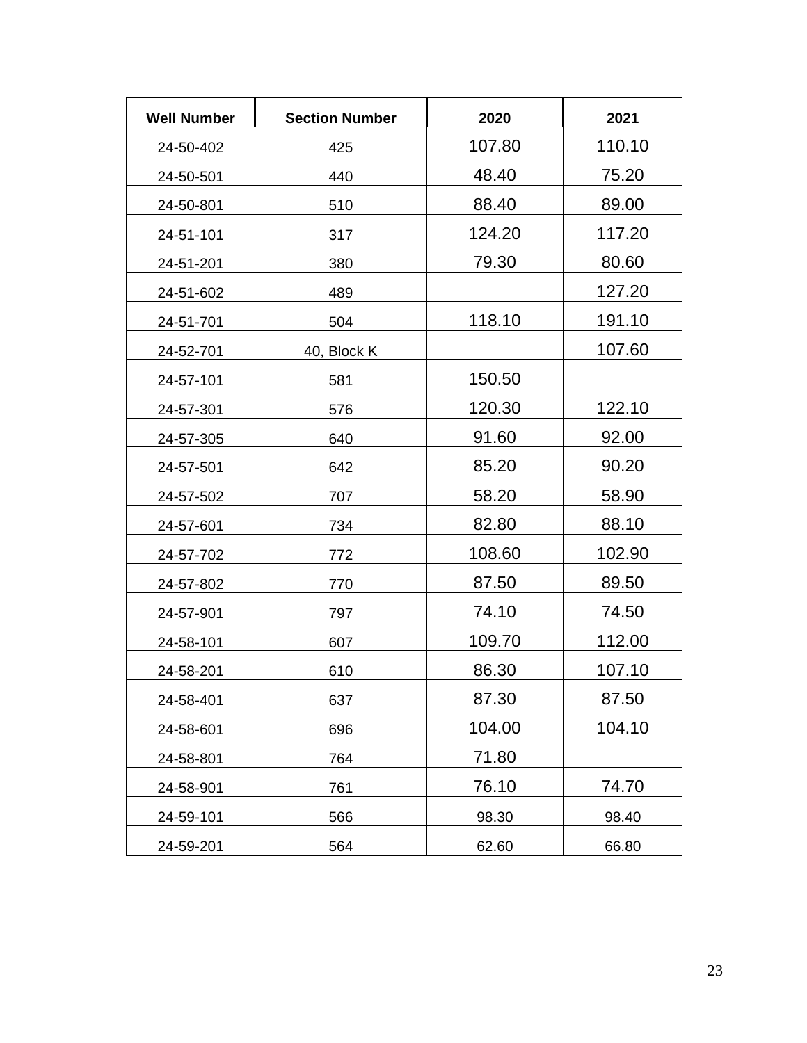| Well Number | Section Number | 2020 | 2021 |
|---|---|---|---|
| 24-50-402 | 425 | 107.80 | 110.10 |
| 24-50-501 | 440 | 48.40 | 75.20 |
| 24-50-801 | 510 | 88.40 | 89.00 |
| 24-51-101 | 317 | 124.20 | 117.20 |
| 24-51-201 | 380 | 79.30 | 80.60 |
| 24-51-602 | 489 | | 127.20 |
| 24-51-701 | 504 | 118.10 | 191.10 |
| 24-52-701 | 40, Block K | | 107.60 |
| 24-57-101 | 581 | 150.50 | |
| 24-57-301 | 576 | 120.30 | 122.10 |
| 24-57-305 | 640 | 91.60 | 92.00 |
| 24-57-501 | 642 | 85.20 | 90.20 |
| 24-57-502 | 707 | 58.20 | 58.90 |
| 24-57-601 | 734 | 82.80 | 88.10 |
| 24-57-702 | 772 | 108.60 | 102.90 |
| 24-57-802 | 770 | 87.50 | 89.50 |
| 24-57-901 | 797 | 74.10 | 74.50 |
| 24-58-101 | 607 | 109.70 | 112.00 |
| 24-58-201 | 610 | 86.30 | 107.10 |
| 24-58-401 | 637 | 87.30 | 87.50 |
| 24-58-601 | 696 | 104.00 | 104.10 |
| 24-58-801 | 764 | 71.80 | |
| 24-58-901 | 761 | 76.10 | 74.70 |
| 24-59-101 | 566 | 98.30 | 98.40 |
| 24-59-201 | 564 | 62.60 | 66.80 |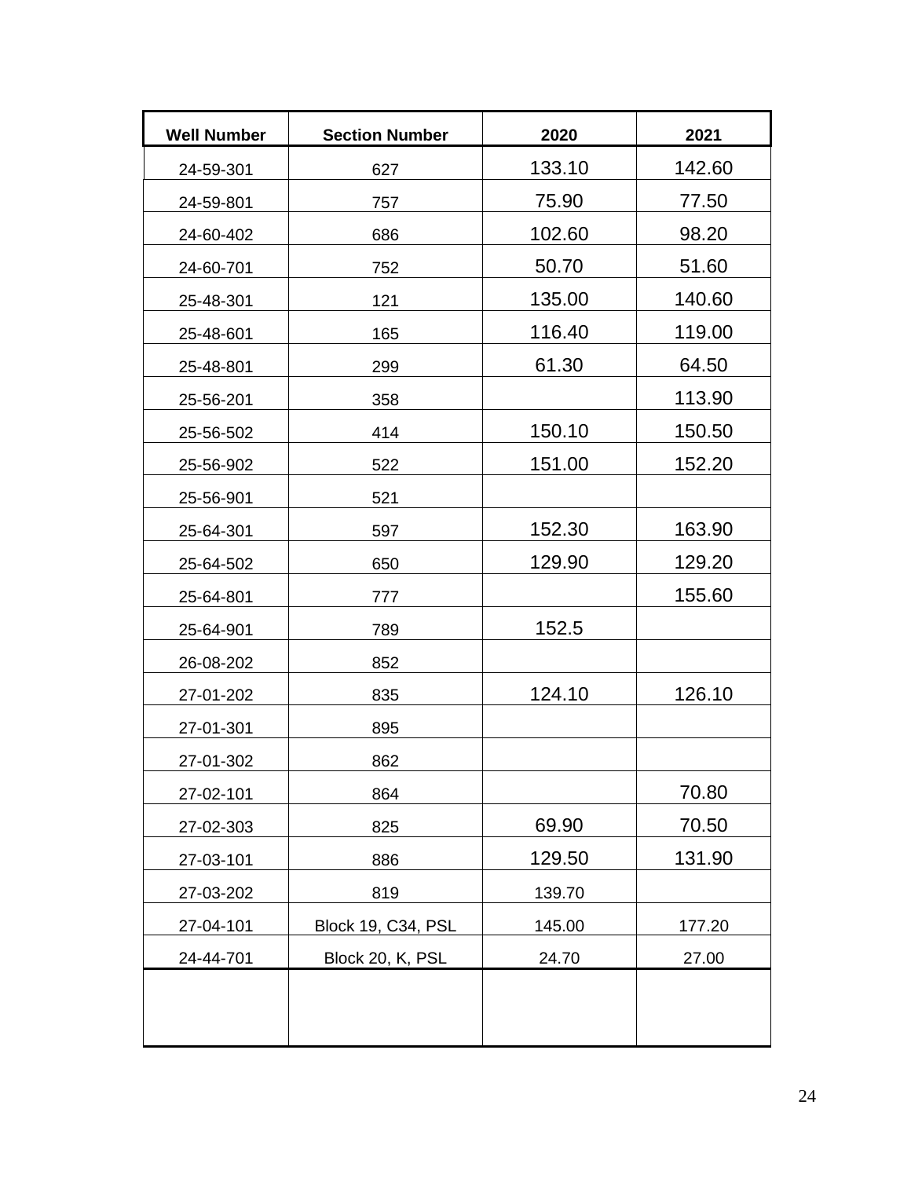| Well Number | Section Number | 2020 | 2021 |
|---|---|---|---|
| 24-59-301 | 627 | 133.10 | 142.60 |
| 24-59-801 | 757 | 75.90 | 77.50 |
| 24-60-402 | 686 | 102.60 | 98.20 |
| 24-60-701 | 752 | 50.70 | 51.60 |
| 25-48-301 | 121 | 135.00 | 140.60 |
| 25-48-601 | 165 | 116.40 | 119.00 |
| 25-48-801 | 299 | 61.30 | 64.50 |
| 25-56-201 | 358 | | 113.90 |
| 25-56-502 | 414 | 150.10 | 150.50 |
| 25-56-902 | 522 | 151.00 | 152.20 |
| 25-56-901 | 521 | | |
| 25-64-301 | 597 | 152.30 | 163.90 |
| 25-64-502 | 650 | 129.90 | 129.20 |
| 25-64-801 | 777 | | 155.60 |
| 25-64-901 | 789 | 152.5 | |
| 26-08-202 | 852 | | |
| 27-01-202 | 835 | 124.10 | 126.10 |
| 27-01-301 | 895 | | |
| 27-01-302 | 862 | | |
| 27-02-101 | 864 | | 70.80 |
| 27-02-303 | 825 | 69.90 | 70.50 |
| 27-03-101 | 886 | 129.50 | 131.90 |
| 27-03-202 | 819 | 139.70 | |
| 27-04-101 | Block 19, C34, PSL | 145.00 | 177.20 |
| 24-44-701 | Block 20, K, PSL | 24.70 | 27.00 |
| | | | |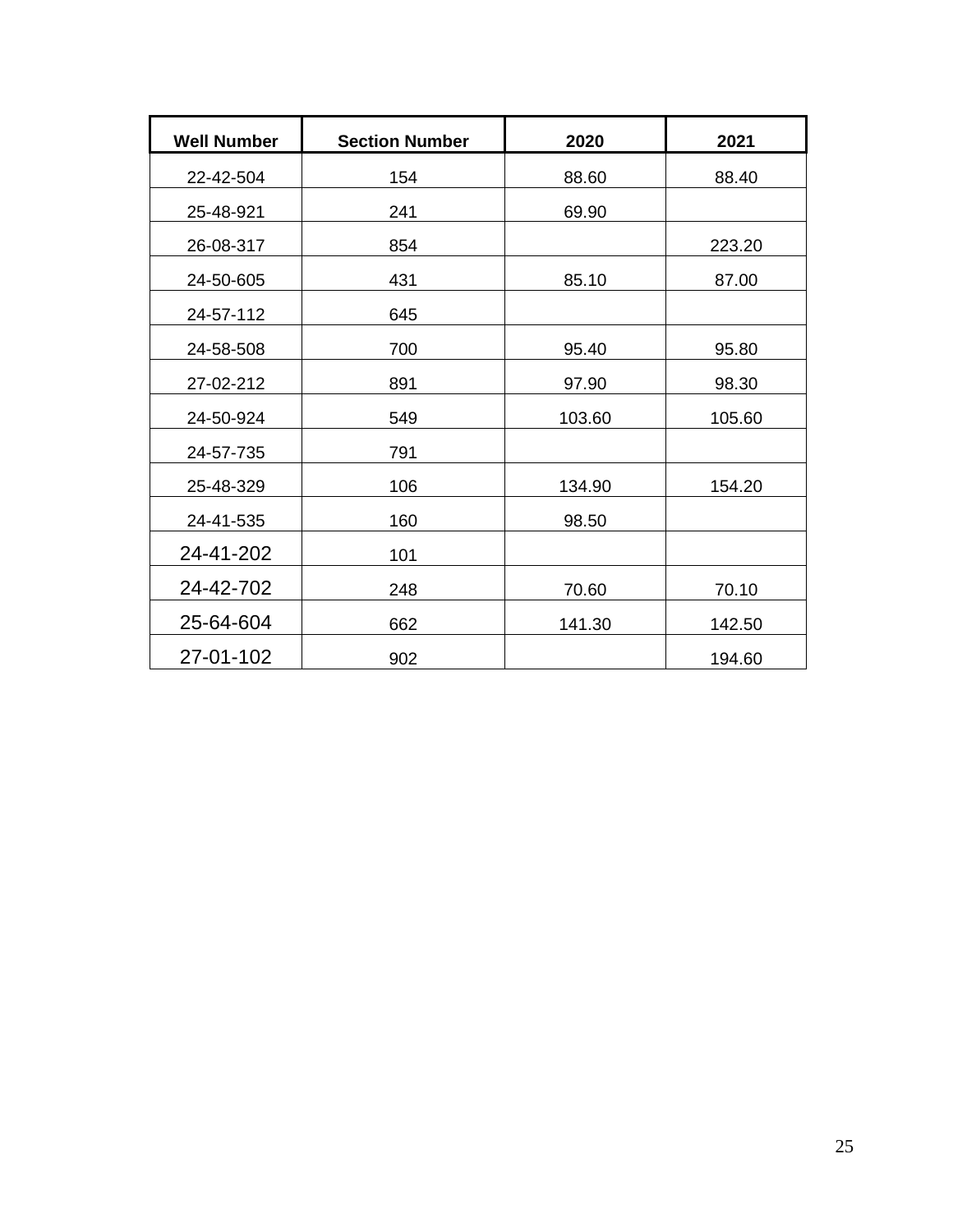| Well Number | Section Number | 2020 | 2021 |
|---|---|---|---|
| 22-42-504 | 154 | 88.60 | 88.40 |
| 25-48-921 | 241 | 69.90 | |
| 26-08-317 | 854 | | 223.20 |
| 24-50-605 | 431 | 85.10 | 87.00 |
| 24-57-112 | 645 | | |
| 24-58-508 | 700 | 95.40 | 95.80 |
| 27-02-212 | 891 | 97.90 | 98.30 |
| 24-50-924 | 549 | 103.60 | 105.60 |
| 24-57-735 | 791 | | |
| 25-48-329 | 106 | 134.90 | 154.20 |
| 24-41-535 | 160 | 98.50 | |
| 24-41-202 | 101 | | |
| 24-42-702 | 248 | 70.60 | 70.10 |
| 25-64-604 | 662 | 141.30 | 142.50 |
| 27-01-102 | 902 | | 194.60 |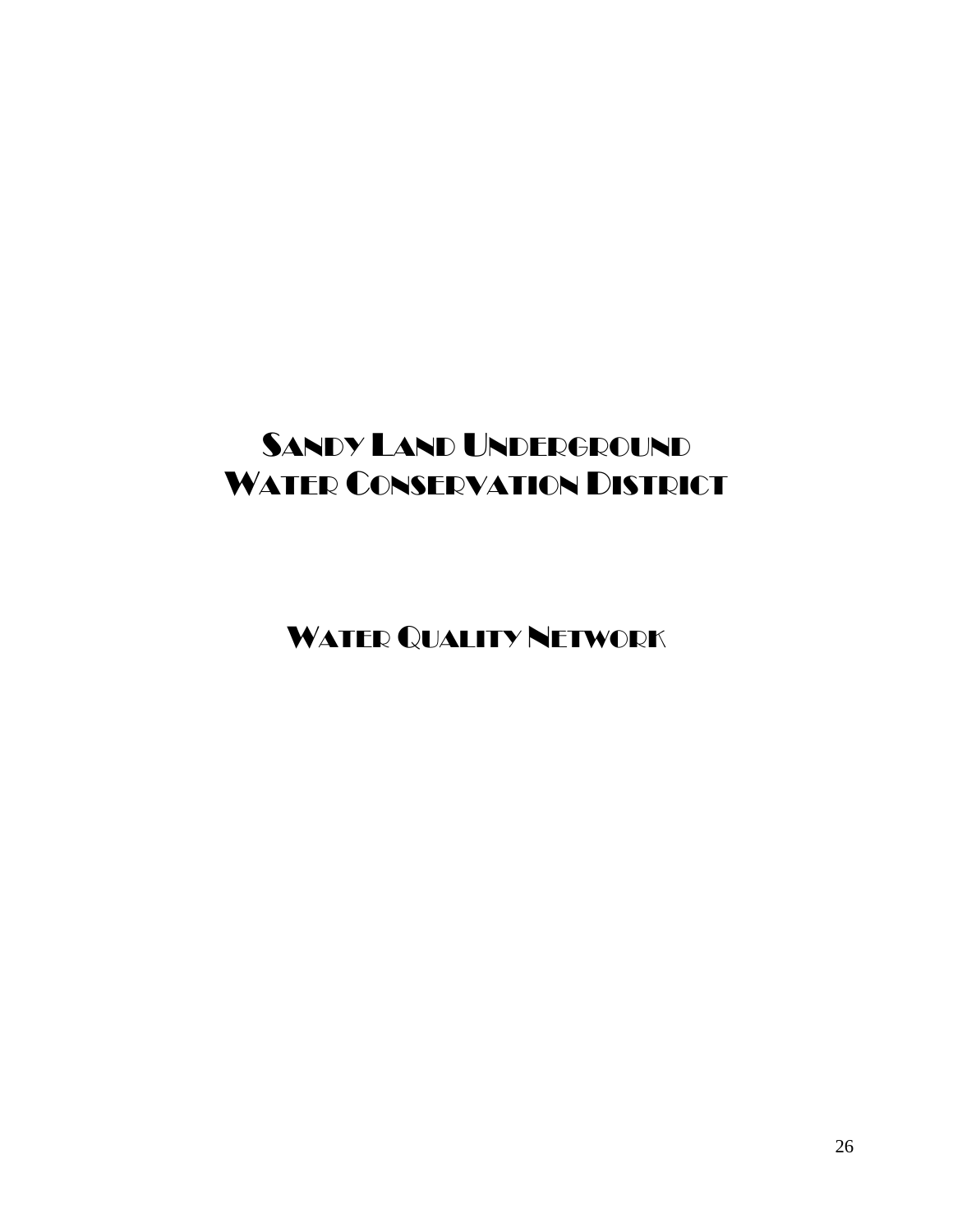# Sandy Land Underground Water Conservation District

## Water Quality Network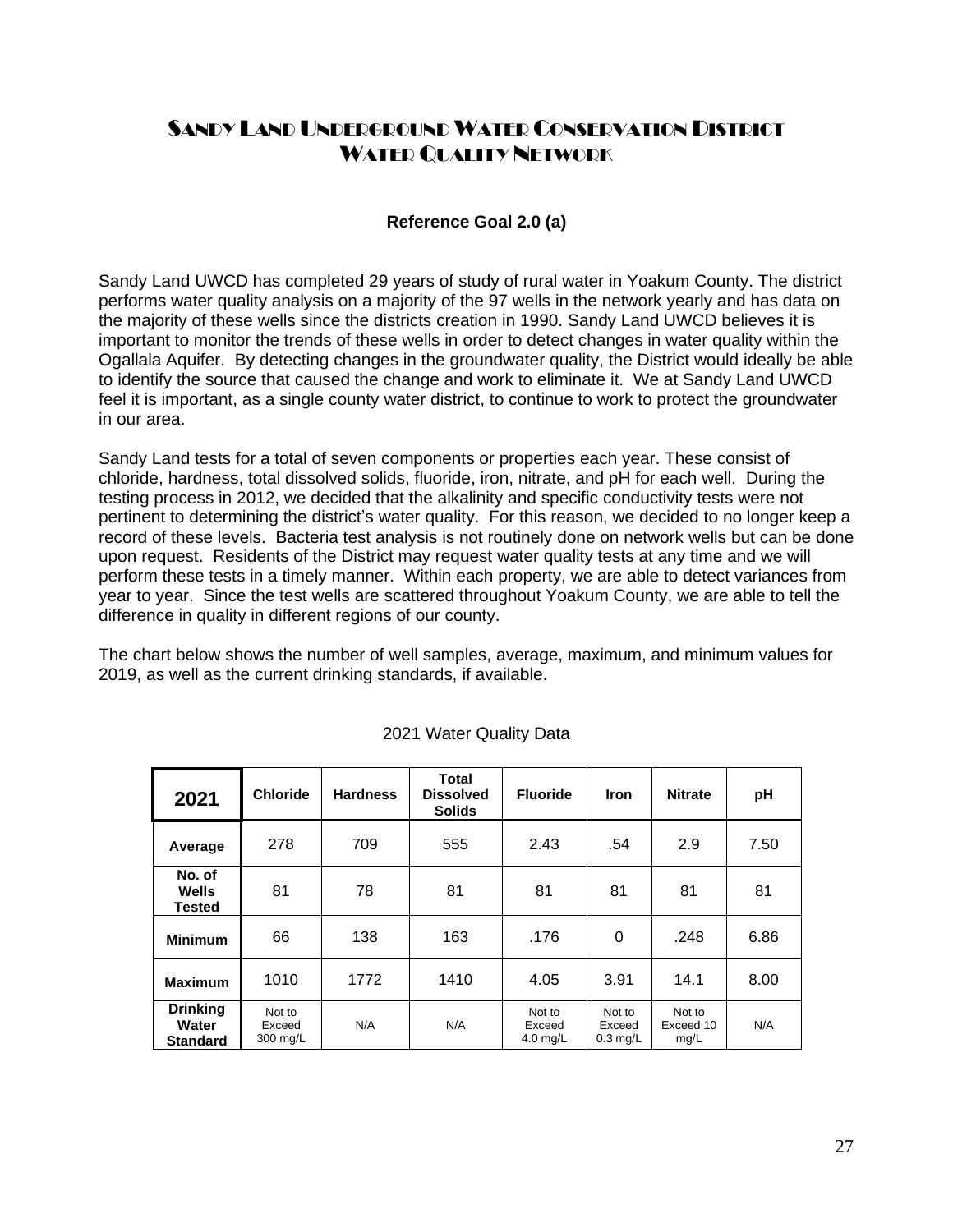# Sandy Land Underground Water Conservation District Water Quality Network

**Reference Goal 2.0 (a)**

Sandy Land UWCD has completed 29 years of study of rural water in Yoakum County. The district performs water quality analysis on a majority of the 97 wells in the network yearly and has data on the majority of these wells since the districts creation in 1990. Sandy Land UWCD believes it is important to monitor the trends of these wells in order to detect changes in water quality within the Ogallala Aquifer. By detecting changes in the groundwater quality, the District would ideally be able to identify the source that caused the change and work to eliminate it. We at Sandy Land UWCD feel it is important, as a single county water district, to continue to work to protect the groundwater in our area.

Sandy Land tests for a total of seven components or properties each year. These consist of chloride, hardness, total dissolved solids, fluoride, iron, nitrate, and pH for each well. During the testing process in 2012, we decided that the alkalinity and specific conductivity tests were not pertinent to determining the district's water quality. For this reason, we decided to no longer keep a record of these levels. Bacteria test analysis is not routinely done on network wells but can be done upon request. Residents of the District may request water quality tests at any time and we will perform these tests in a timely manner. Within each property, we are able to detect variances from year to year. Since the test wells are scattered throughout Yoakum County, we are able to tell the difference in quality in different regions of our county.

The chart below shows the number of well samples, average, maximum, and minimum values for 2019, as well as the current drinking standards, if available.

2021 Water Quality Data

| 2021 | Chloride | Hardness | Total Dissolved Solids | Fluoride | Iron | Nitrate | pH |
|---|---|---|---|---|---|---|---|
| **Average** | 278 | 709 | 555 | 2.43 | .54 | 2.9 | 7.50 |
| **No. of Wells Tested** | 81 | 78 | 81 | 81 | 81 | 81 | 81 |
| **Minimum** | 66 | 138 | 163 | .176 | 0 | .248 | 6.86 |
| **Maximum** | 1010 | 1772 | 1410 | 4.05 | 3.91 | 14.1 | 8.00 |
| **Drinking Water Standard** | Not to Exceed 300 mg/L | N/A | N/A | Not to Exceed 4.0 mg/L | Not to Exceed 0.3 mg/L | Not to Exceed 10 mg/L | N/A |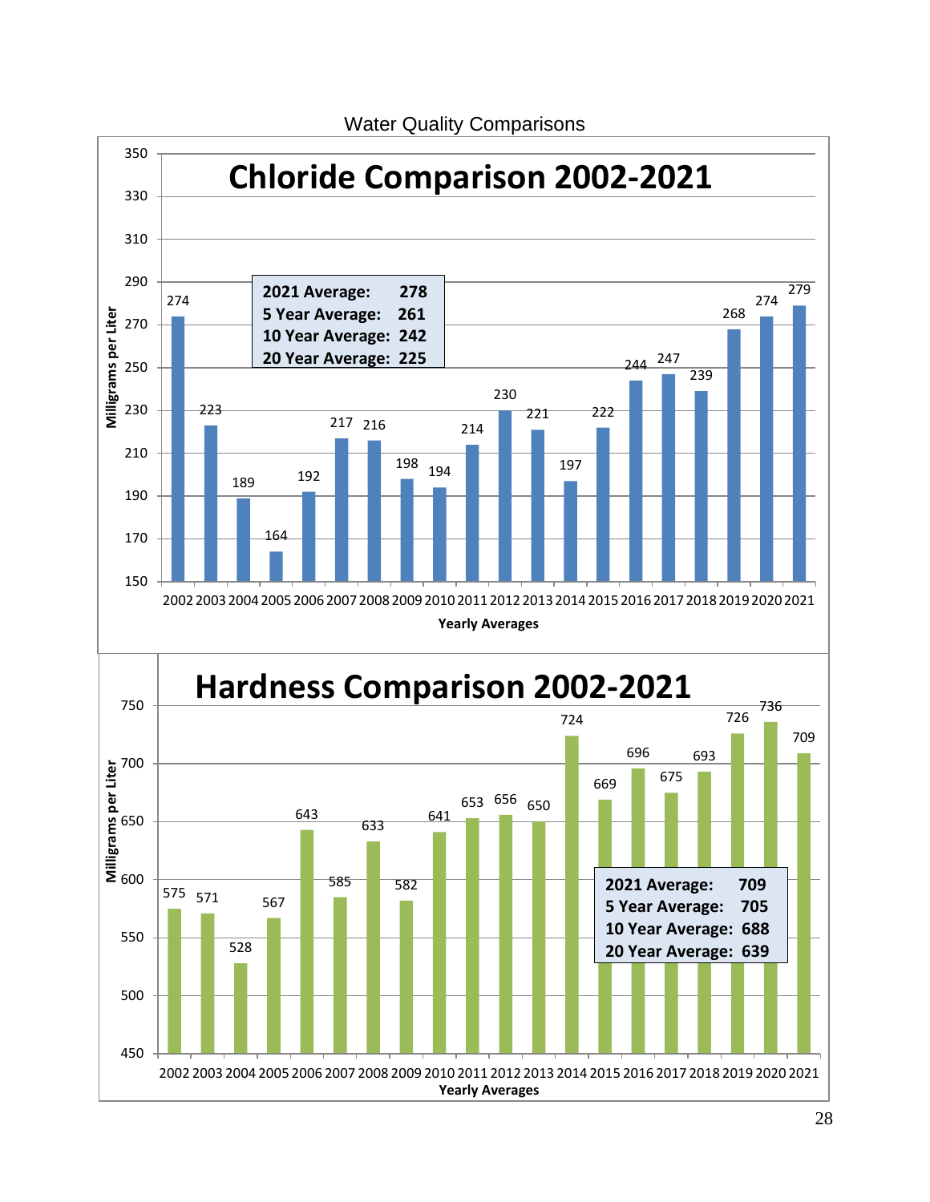Water Quality Comparisons

## Chloride Comparison 2002-2021

Milligrams per Liter — Yearly Averages

| Year | Chloride (mg/L) |
|---|---|
| 2002 | 274 |
| 2003 | 223 |
| 2004 | 189 |
| 2005 | 164 |
| 2006 | 192 |
| 2007 | 217 |
| 2008 | 216 |
| 2009 | 198 |
| 2010 | 194 |
| 2011 | 214 |
| 2012 | 230 |
| 2013 | 221 |
| 2014 | 197 |
| 2015 | 222 |
| 2016 | 244 |
| 2017 | 247 |
| 2018 | 239 |
| 2019 | 268 |
| 2020 | 274 |
| 2021 | 279 |

**2021 Average: 278**
**5 Year Average: 261**
**10 Year Average: 242**
**20 Year Average: 225**

## Hardness Comparison 2002-2021

Milligrams per Liter — Yearly Averages

| Year | Hardness (mg/L) |
|---|---|
| 2002 | 575 |
| 2003 | 571 |
| 2004 | 528 |
| 2005 | 567 |
| 2006 | 643 |
| 2007 | 585 |
| 2008 | 633 |
| 2009 | 582 |
| 2010 | 641 |
| 2011 | 653 |
| 2012 | 656 |
| 2013 | 650 |
| 2014 | 724 |
| 2015 | 669 |
| 2016 | 696 |
| 2017 | 675 |
| 2018 | 693 |
| 2019 | 726 |
| 2020 | 736 |
| 2021 | 709 |

**2021 Average: 709**
**5 Year Average: 705**
**10 Year Average: 688**
**20 Year Average: 639**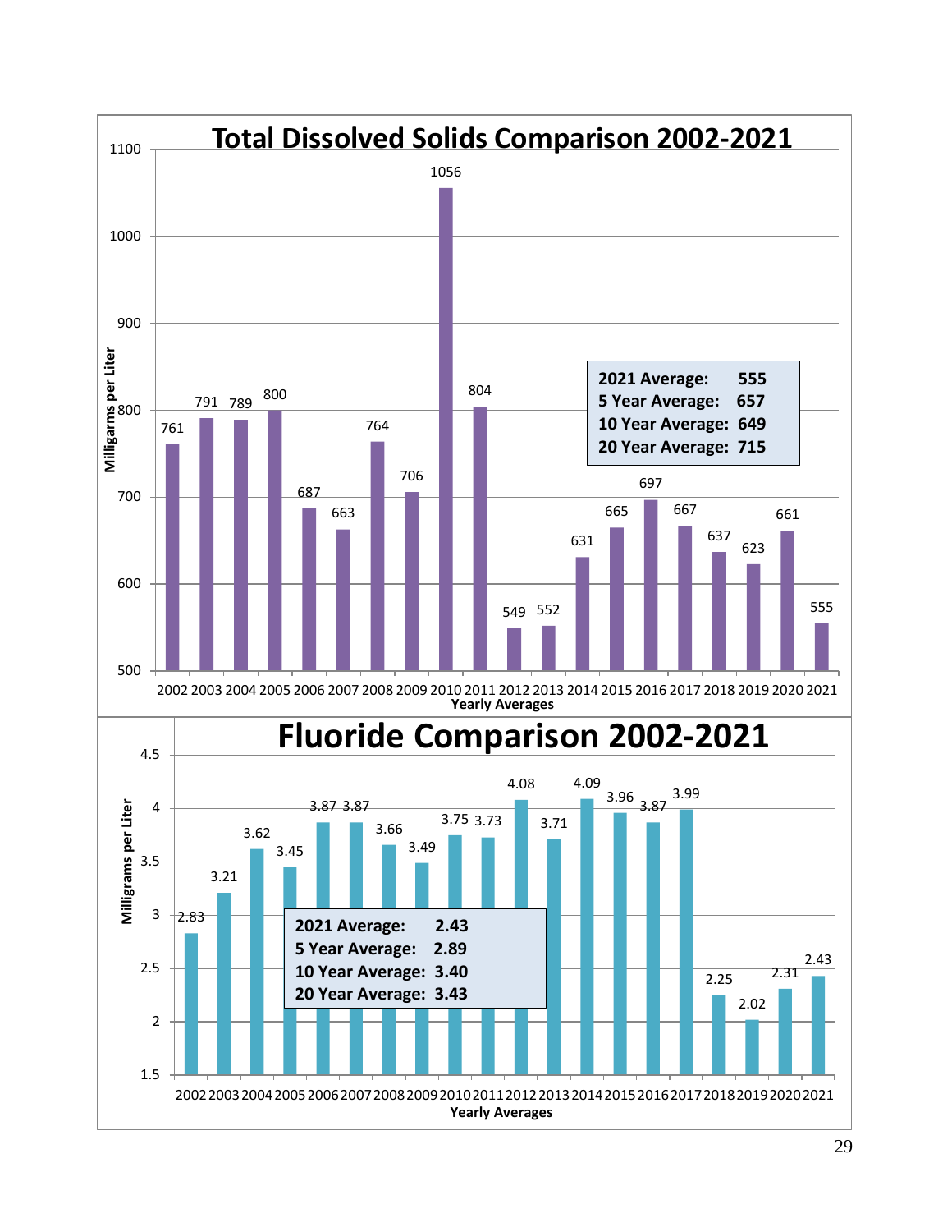## Total Dissolved Solids Comparison 2002-2021

Milligrams per Liter

| Year | TDS |
|---|---|
| 2002 | 761 |
| 2003 | 791 |
| 2004 | 789 |
| 2005 | 800 |
| 2006 | 687 |
| 2007 | 663 |
| 2008 | 764 |
| 2009 | 706 |
| 2010 | 1056 |
| 2011 | 804 |
| 2012 | 549 |
| 2013 | 552 |
| 2014 | 631 |
| 2015 | 665 |
| 2016 | 697 |
| 2017 | 667 |
| 2018 | 637 |
| 2019 | 623 |
| 2020 | 661 |
| 2021 | 555 |

Yearly Averages

**2021 Average: 555**
**5 Year Average: 657**
**10 Year Average: 649**
**20 Year Average: 715**

## Fluoride Comparison 2002-2021

Milligrams per Liter

| Year | Fluoride |
|---|---|
| 2002 | 2.83 |
| 2003 | 3.21 |
| 2004 | 3.62 |
| 2005 | 3.45 |
| 2006 | 3.87 |
| 2007 | 3.87 |
| 2008 | 3.66 |
| 2009 | 3.49 |
| 2010 | 3.75 |
| 2011 | 3.73 |
| 2012 | 4.08 |
| 2013 | 3.71 |
| 2014 | 4.09 |
| 2015 | 3.96 |
| 2016 | 3.87 |
| 2017 | 3.99 |
| 2018 | 2.25 |
| 2019 | 2.02 |
| 2020 | 2.31 |
| 2021 | 2.43 |

Yearly Averages

**2021 Average: 2.43**
**5 Year Average: 2.89**
**10 Year Average: 3.40**
**20 Year Average: 3.43**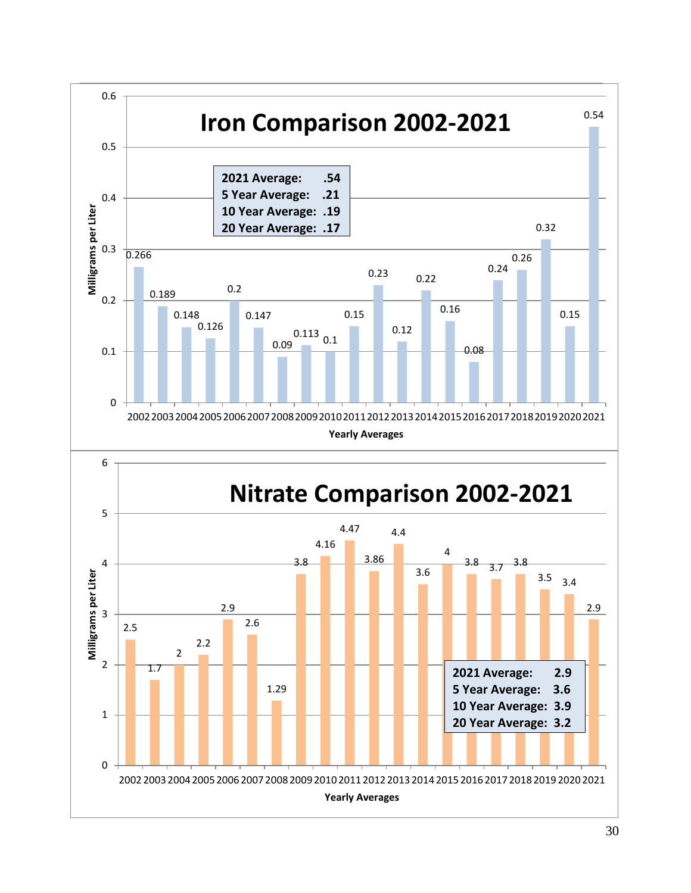## Iron Comparison 2002-2021

| | |
|---|---|
| **2021 Average:** | **.54** |
| **5 Year Average:** | **.21** |
| **10 Year Average:** | **.19** |
| **20 Year Average:** | **.17** |

| Year | Milligrams per Liter |
|---|---|
| 2002 | 0.266 |
| 2003 | 0.189 |
| 2004 | 0.148 |
| 2005 | 0.126 |
| 2006 | 0.2 |
| 2007 | 0.147 |
| 2008 | 0.09 |
| 2009 | 0.113 |
| 2010 | 0.1 |
| 2011 | 0.15 |
| 2012 | 0.23 |
| 2013 | 0.12 |
| 2014 | 0.22 |
| 2015 | 0.16 |
| 2016 | 0.08 |
| 2017 | 0.24 |
| 2018 | 0.26 |
| 2019 | 0.32 |
| 2020 | 0.15 |
| 2021 | 0.54 |

Yearly Averages

## Nitrate Comparison 2002-2021

| | |
|---|---|
| **2021 Average:** | **2.9** |
| **5 Year Average:** | **3.6** |
| **10 Year Average:** | **3.9** |
| **20 Year Average:** | **3.2** |

| Year | Milligrams per Liter |
|---|---|
| 2002 | 2.5 |
| 2003 | 1.7 |
| 2004 | 2 |
| 2005 | 2.2 |
| 2006 | 2.9 |
| 2007 | 2.6 |
| 2008 | 1.29 |
| 2009 | 3.8 |
| 2010 | 4.16 |
| 2011 | 4.47 |
| 2012 | 3.86 |
| 2013 | 4.4 |
| 2014 | 3.6 |
| 2015 | 4 |
| 2016 | 3.8 |
| 2017 | 3.7 |
| 2018 | 3.8 |
| 2019 | 3.5 |
| 2020 | 3.4 |
| 2021 | 2.9 |

Yearly Averages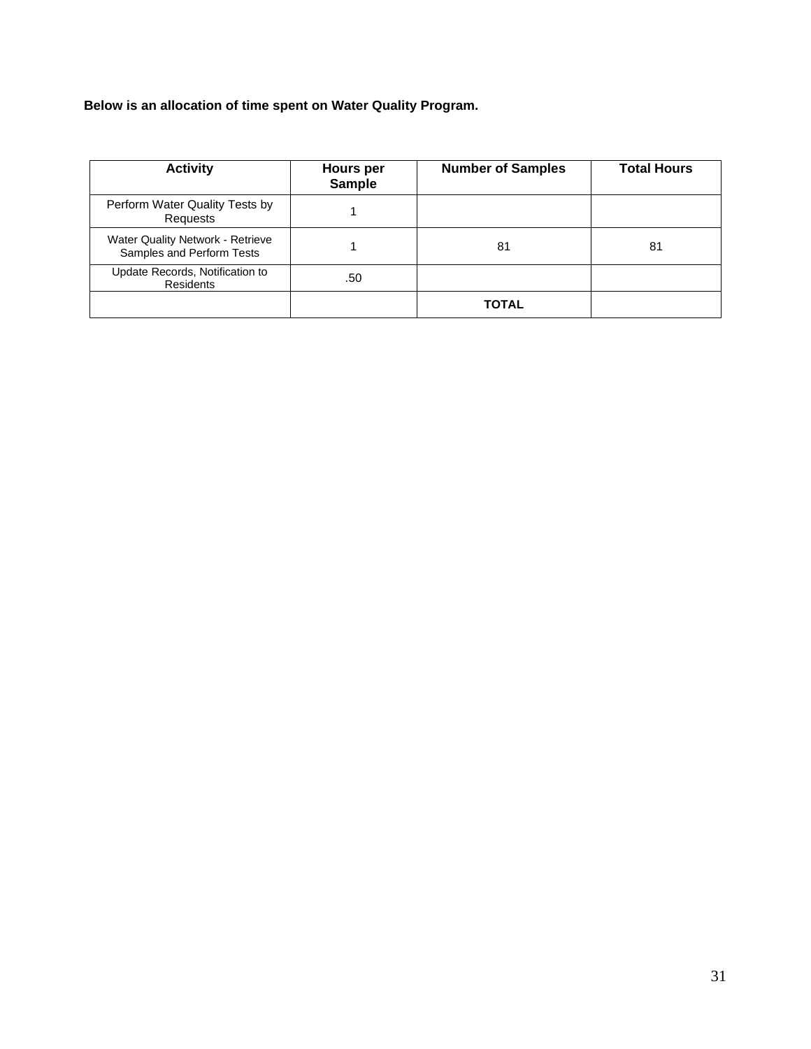**Below is an allocation of time spent on Water Quality Program.**

| Activity | Hours per Sample | Number of Samples | Total Hours |
|---|---|---|---|
| Perform Water Quality Tests by Requests | 1 | | |
| Water Quality Network - Retrieve Samples and Perform Tests | 1 | 81 | 81 |
| Update Records, Notification to Residents | .50 | | |
| | | **TOTAL** | |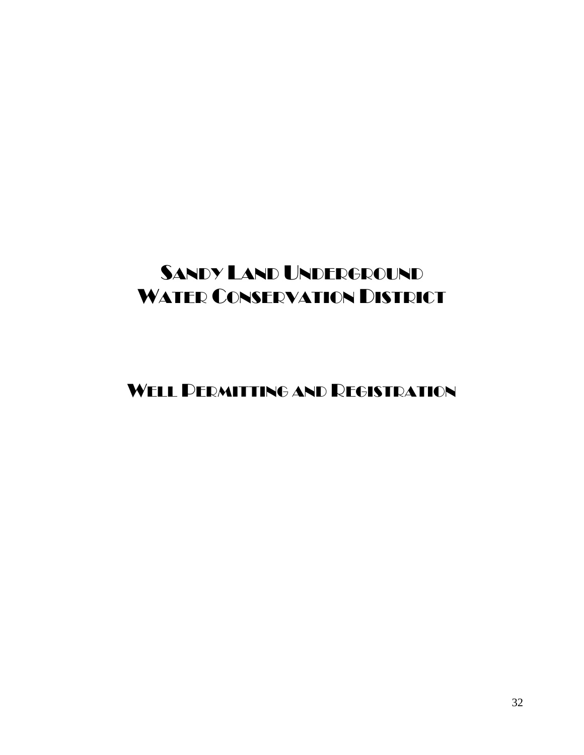# Sandy Land Underground Water Conservation District

## Well Permitting and Registration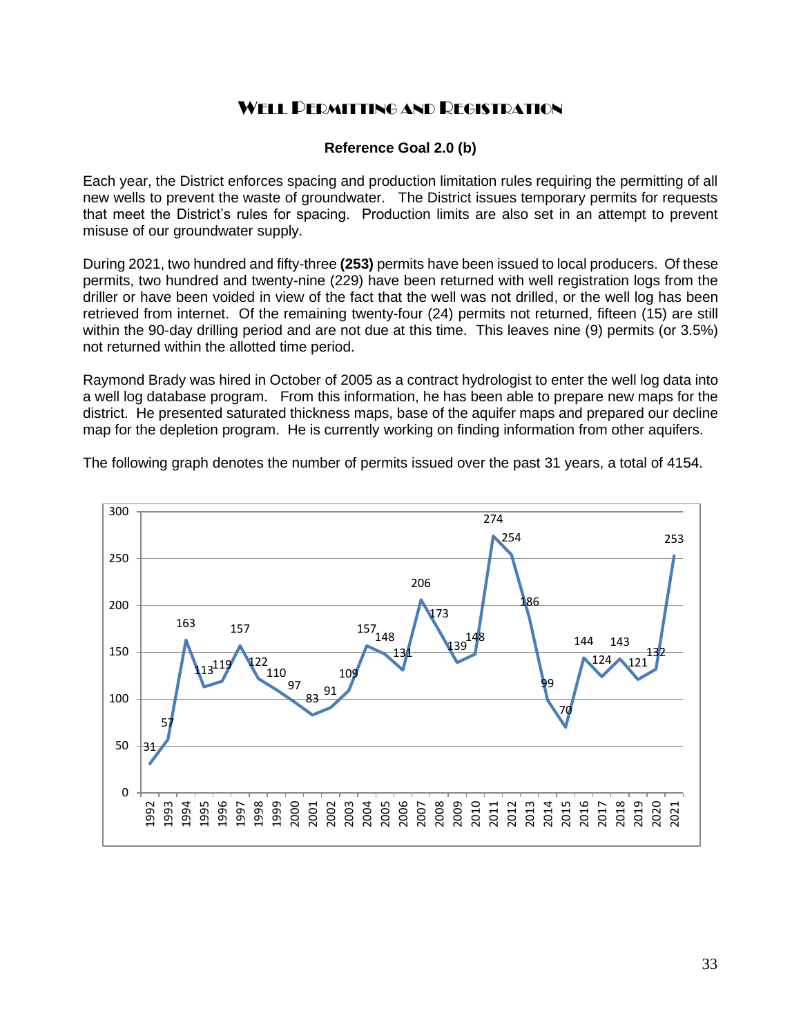# Well Permitting and Registration

**Reference Goal 2.0 (b)**

Each year, the District enforces spacing and production limitation rules requiring the permitting of all new wells to prevent the waste of groundwater. The District issues temporary permits for requests that meet the District's rules for spacing. Production limits are also set in an attempt to prevent misuse of our groundwater supply.

During 2021, two hundred and fifty-three **(253)** permits have been issued to local producers. Of these permits, two hundred and twenty-nine (229) have been returned with well registration logs from the driller or have been voided in view of the fact that the well was not drilled, or the well log has been retrieved from internet. Of the remaining twenty-four (24) permits not returned, fifteen (15) are still within the 90-day drilling period and are not due at this time. This leaves nine (9) permits (or 3.5%) not returned within the allotted time period.

Raymond Brady was hired in October of 2005 as a contract hydrologist to enter the well log data into a well log database program. From this information, he has been able to prepare new maps for the district. He presented saturated thickness maps, base of the aquifer maps and prepared our decline map for the depletion program. He is currently working on finding information from other aquifers.

The following graph denotes the number of permits issued over the past 31 years, a total of 4154.

| Year | Permits |
| --- | --- |
| 1992 | 31 |
| 1993 | 57 |
| 1994 | 163 |
| 1995 | 113 |
| 1996 | 119 |
| 1997 | 157 |
| 1998 | 122 |
| 1999 | 110 |
| 2000 | 97 |
| 2001 | 83 |
| 2002 | 91 |
| 2003 | 109 |
| 2004 | 157 |
| 2005 | 148 |
| 2006 | 131 |
| 2007 | 206 |
| 2008 | 173 |
| 2009 | 139 |
| 2010 | 148 |
| 2011 | 274 |
| 2012 | 254 |
| 2013 | 186 |
| 2014 | 99 |
| 2015 | 70 |
| 2016 | 144 |
| 2017 | 124 |
| 2018 | 143 |
| 2019 | 121 |
| 2020 | 132 |
| 2021 | 253 |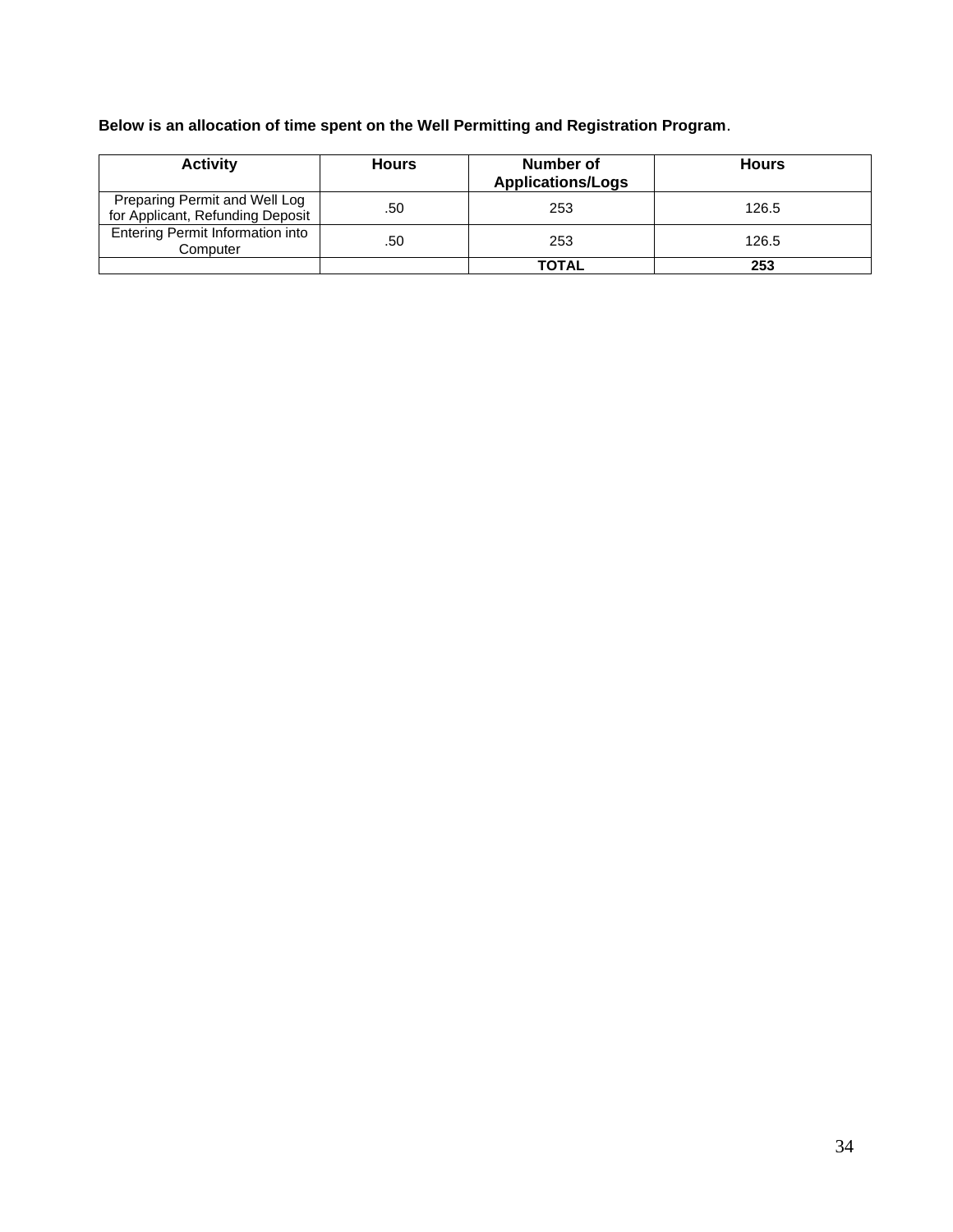**Below is an allocation of time spent on the Well Permitting and Registration Program**.

| Activity | Hours | Number of Applications/Logs | Hours |
|---|---|---|---|
| Preparing Permit and Well Log for Applicant, Refunding Deposit | .50 | 253 | 126.5 |
| Entering Permit Information into Computer | .50 | 253 | 126.5 |
| | | **TOTAL** | **253** |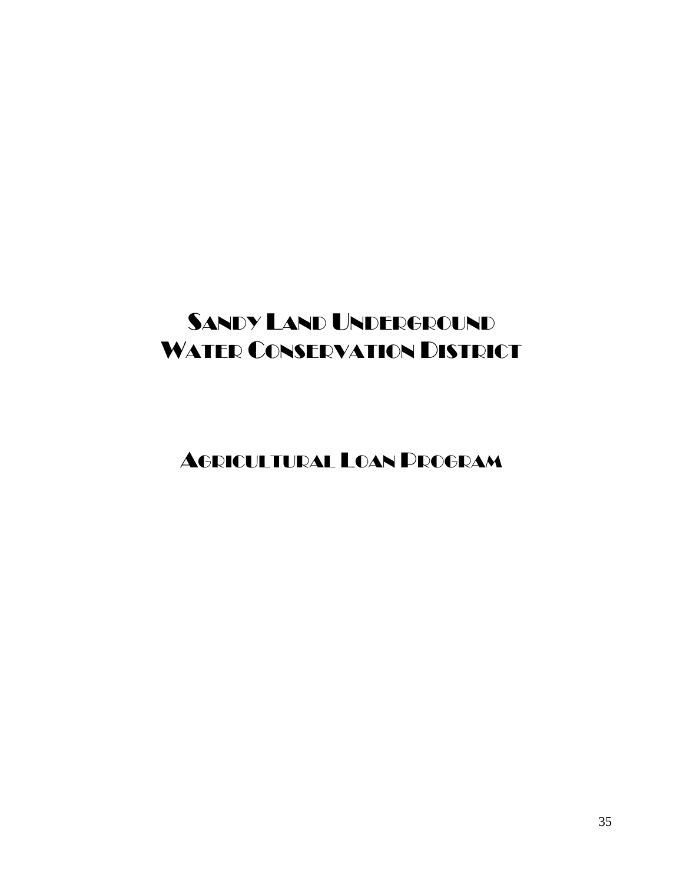# Sandy Land Underground Water Conservation District

## Agricultural Loan Program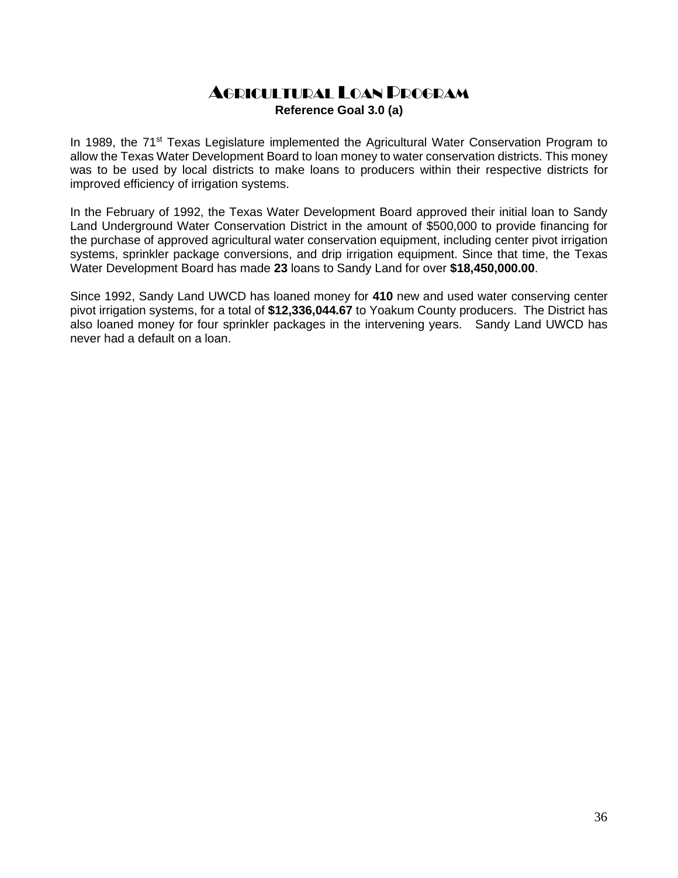# Agricultural Loan Program

**Reference Goal 3.0 (a)**

In 1989, the 71st Texas Legislature implemented the Agricultural Water Conservation Program to allow the Texas Water Development Board to loan money to water conservation districts. This money was to be used by local districts to make loans to producers within their respective districts for improved efficiency of irrigation systems.

In the February of 1992, the Texas Water Development Board approved their initial loan to Sandy Land Underground Water Conservation District in the amount of $500,000 to provide financing for the purchase of approved agricultural water conservation equipment, including center pivot irrigation systems, sprinkler package conversions, and drip irrigation equipment. Since that time, the Texas Water Development Board has made **23** loans to Sandy Land for over **$18,450,000.00**.

Since 1992, Sandy Land UWCD has loaned money for **410** new and used water conserving center pivot irrigation systems, for a total of **$12,336,044.67** to Yoakum County producers. The District has also loaned money for four sprinkler packages in the intervening years. Sandy Land UWCD has never had a default on a loan.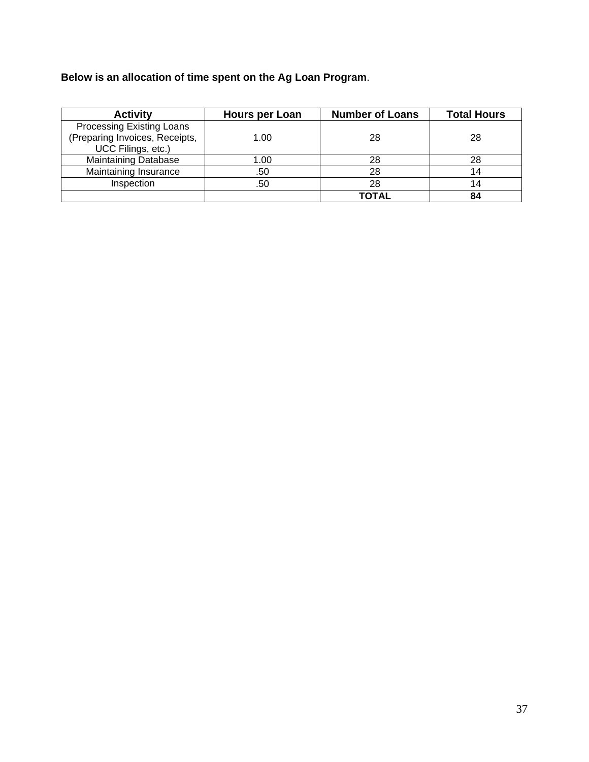**Below is an allocation of time spent on the Ag Loan Program**.

| Activity | Hours per Loan | Number of Loans | Total Hours |
|---|---|---|---|
| Processing Existing Loans (Preparing Invoices, Receipts, UCC Filings, etc.) | 1.00 | 28 | 28 |
| Maintaining Database | 1.00 | 28 | 28 |
| Maintaining Insurance | .50 | 28 | 14 |
| Inspection | .50 | 28 | 14 |
| | | **TOTAL** | **84** |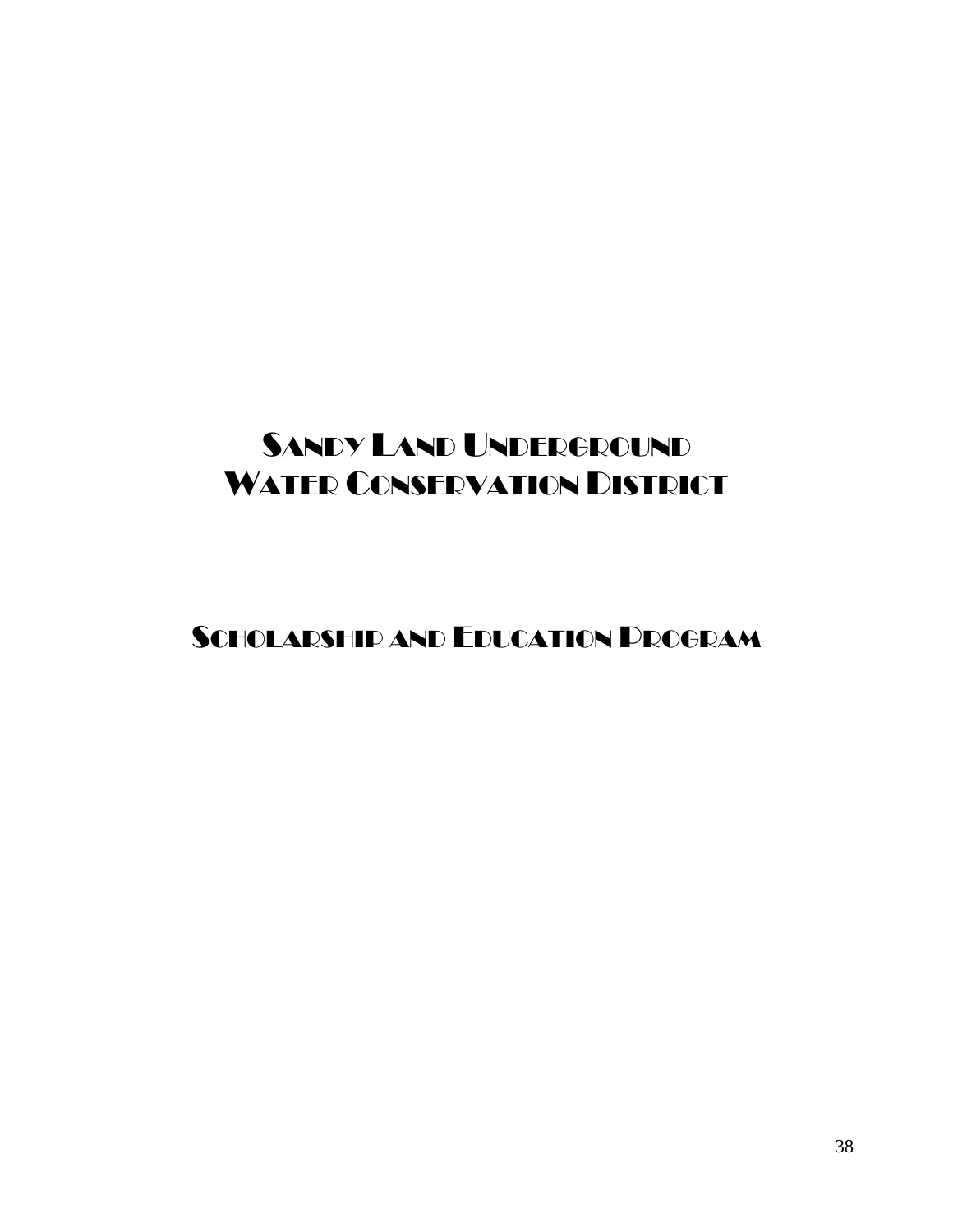# Sandy Land Underground Water Conservation District

## Scholarship and Education Program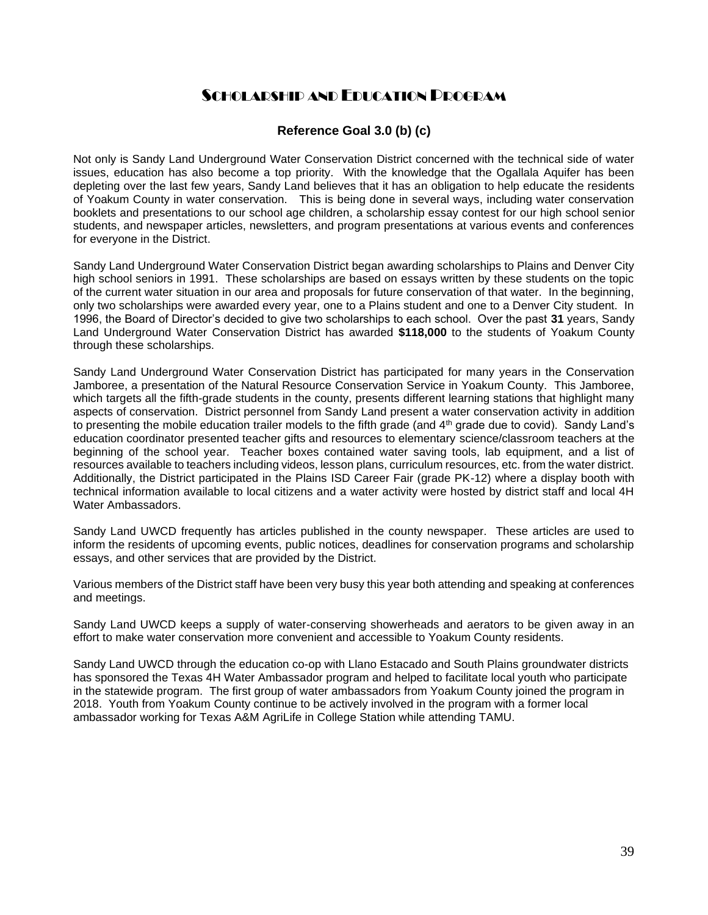# Scholarship and Education Program

### Reference Goal 3.0 (b) (c)

Not only is Sandy Land Underground Water Conservation District concerned with the technical side of water issues, education has also become a top priority. With the knowledge that the Ogallala Aquifer has been depleting over the last few years, Sandy Land believes that it has an obligation to help educate the residents of Yoakum County in water conservation. This is being done in several ways, including water conservation booklets and presentations to our school age children, a scholarship essay contest for our high school senior students, and newspaper articles, newsletters, and program presentations at various events and conferences for everyone in the District.

Sandy Land Underground Water Conservation District began awarding scholarships to Plains and Denver City high school seniors in 1991. These scholarships are based on essays written by these students on the topic of the current water situation in our area and proposals for future conservation of that water. In the beginning, only two scholarships were awarded every year, one to a Plains student and one to a Denver City student. In 1996, the Board of Director's decided to give two scholarships to each school. Over the past **31** years, Sandy Land Underground Water Conservation District has awarded **$118,000** to the students of Yoakum County through these scholarships.

Sandy Land Underground Water Conservation District has participated for many years in the Conservation Jamboree, a presentation of the Natural Resource Conservation Service in Yoakum County. This Jamboree, which targets all the fifth-grade students in the county, presents different learning stations that highlight many aspects of conservation. District personnel from Sandy Land present a water conservation activity in addition to presenting the mobile education trailer models to the fifth grade (and 4th grade due to covid). Sandy Land's education coordinator presented teacher gifts and resources to elementary science/classroom teachers at the beginning of the school year. Teacher boxes contained water saving tools, lab equipment, and a list of resources available to teachers including videos, lesson plans, curriculum resources, etc. from the water district. Additionally, the District participated in the Plains ISD Career Fair (grade PK-12) where a display booth with technical information available to local citizens and a water activity were hosted by district staff and local 4H Water Ambassadors.

Sandy Land UWCD frequently has articles published in the county newspaper. These articles are used to inform the residents of upcoming events, public notices, deadlines for conservation programs and scholarship essays, and other services that are provided by the District.

Various members of the District staff have been very busy this year both attending and speaking at conferences and meetings.

Sandy Land UWCD keeps a supply of water-conserving showerheads and aerators to be given away in an effort to make water conservation more convenient and accessible to Yoakum County residents.

Sandy Land UWCD through the education co-op with Llano Estacado and South Plains groundwater districts has sponsored the Texas 4H Water Ambassador program and helped to facilitate local youth who participate in the statewide program. The first group of water ambassadors from Yoakum County joined the program in 2018. Youth from Yoakum County continue to be actively involved in the program with a former local ambassador working for Texas A&M AgriLife in College Station while attending TAMU.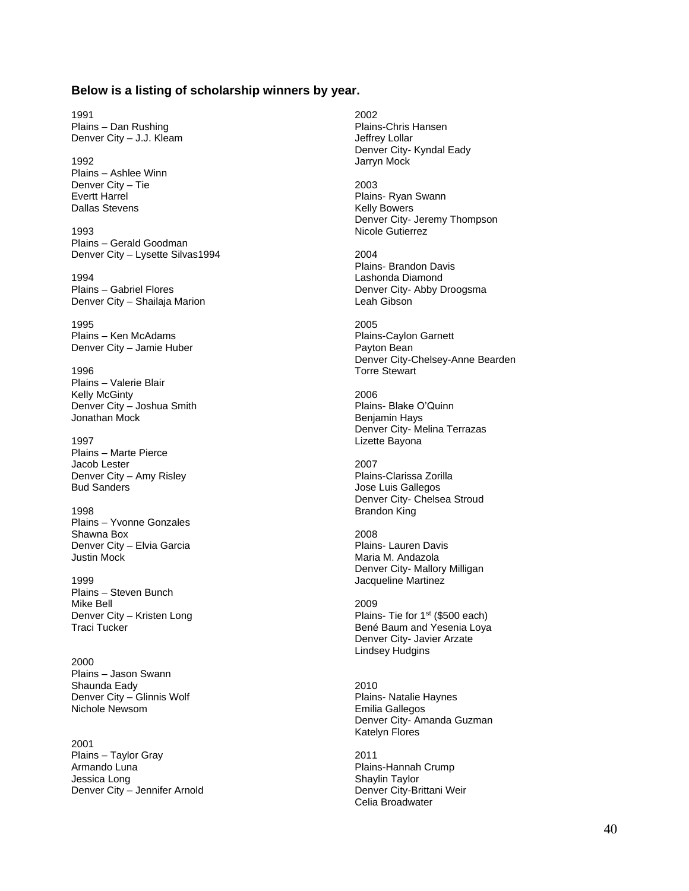**Below is a listing of scholarship winners by year.**

1991
Plains – Dan Rushing
Denver City – J.J. Kleam

1992
Plains – Ashlee Winn
Denver City – Tie
Evertt Harrel
Dallas Stevens

1993
Plains – Gerald Goodman
Denver City – Lysette Silvas1994

1994
Plains – Gabriel Flores
Denver City – Shailaja Marion

1995
Plains – Ken McAdams
Denver City – Jamie Huber

1996
Plains – Valerie Blair
Kelly McGinty
Denver City – Joshua Smith
Jonathan Mock

1997
Plains – Marte Pierce
Jacob Lester
Denver City – Amy Risley
Bud Sanders

1998
Plains – Yvonne Gonzales
Shawna Box
Denver City – Elvia Garcia
Justin Mock

1999
Plains – Steven Bunch
Mike Bell
Denver City – Kristen Long
Traci Tucker

2000
Plains – Jason Swann
Shaunda Eady
Denver City – Glinnis Wolf
Nichole Newsom

2001
Plains – Taylor Gray
Armando Luna
Jessica Long
Denver City – Jennifer Arnold

2002
Plains-Chris Hansen
Jeffrey Lollar
Denver City- Kyndal Eady
Jarryn Mock

2003
Plains- Ryan Swann
Kelly Bowers
Denver City- Jeremy Thompson
Nicole Gutierrez

2004
Plains- Brandon Davis
Lashonda Diamond
Denver City- Abby Droogsma
Leah Gibson

2005
Plains-Caylon Garnett
Payton Bean
Denver City-Chelsey-Anne Bearden
Torre Stewart

2006
Plains- Blake O'Quinn
Benjamin Hays
Denver City- Melina Terrazas
Lizette Bayona

2007
Plains-Clarissa Zorilla
Jose Luis Gallegos
Denver City- Chelsea Stroud
Brandon King

2008
Plains- Lauren Davis
Maria M. Andazola
Denver City- Mallory Milligan
Jacqueline Martinez

2009
Plains- Tie for 1st ($500 each)
Bené Baum and Yesenia Loya
Denver City- Javier Arzate
Lindsey Hudgins

2010
Plains- Natalie Haynes
Emilia Gallegos
Denver City- Amanda Guzman
Katelyn Flores

2011
Plains-Hannah Crump
Shaylin Taylor
Denver City-Brittani Weir
Celia Broadwater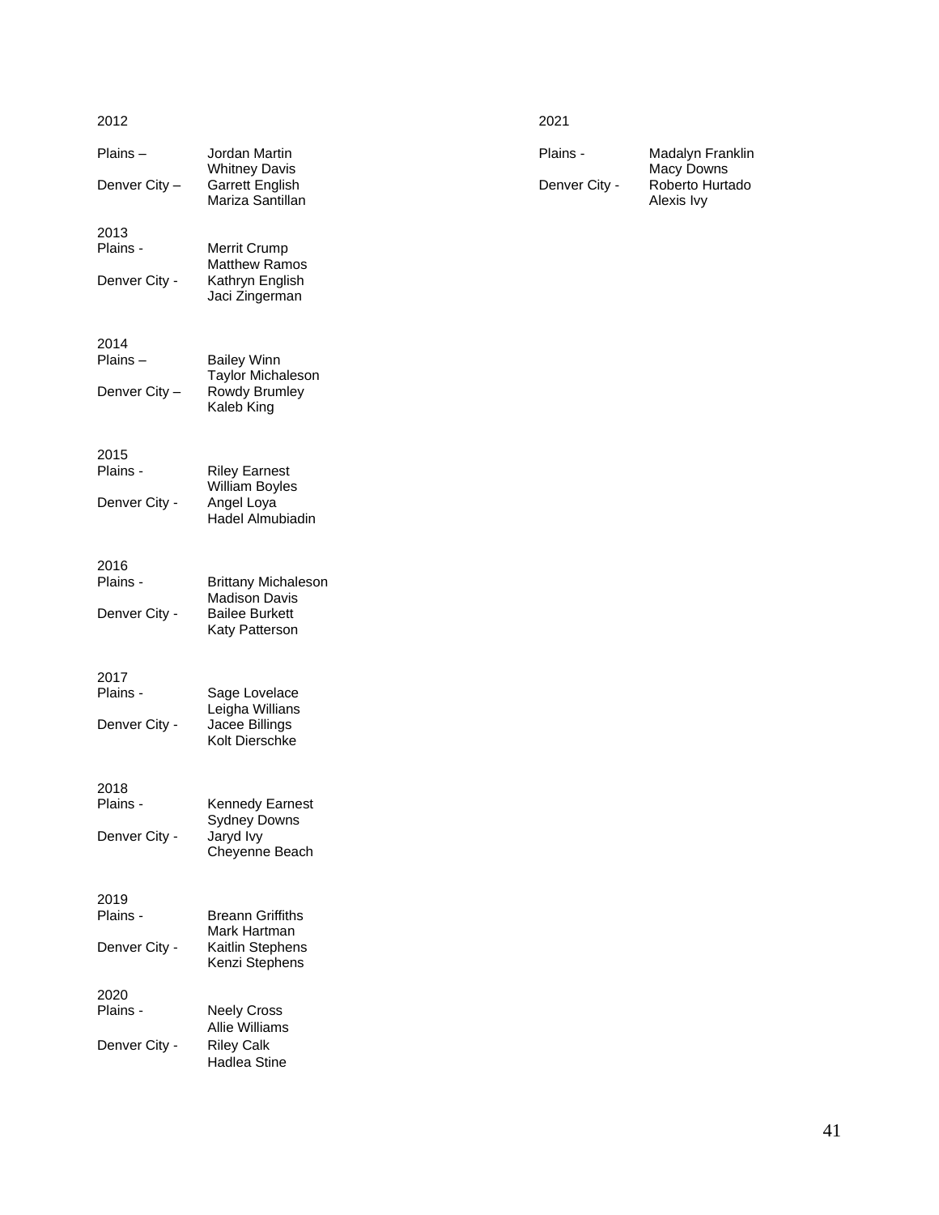2012

Plains – Jordan Martin
Whitney Davis

Denver City – Garrett English
Mariza Santillan

2013

Plains - Merrit Crump
Matthew Ramos

Denver City - Kathryn English
Jaci Zingerman

2014

Plains – Bailey Winn
Taylor Michaleson

Denver City – Rowdy Brumley
Kaleb King

2015

Plains - Riley Earnest
William Boyles

Denver City - Angel Loya
Hadel Almubiadin

2016

Plains - Brittany Michaleson
Madison Davis

Denver City - Bailee Burkett
Katy Patterson

2017

Plains - Sage Lovelace
Leigha Willians

Denver City - Jacee Billings
Kolt Dierschke

2018

Plains - Kennedy Earnest
Sydney Downs

Denver City - Jaryd Ivy
Cheyenne Beach

2019

Plains - Breann Griffiths
Mark Hartman

Denver City - Kaitlin Stephens
Kenzi Stephens

2020

Plains - Neely Cross
Allie Williams

Denver City - Riley Calk
Hadlea Stine

2021

Plains - Madalyn Franklin
Macy Downs

Denver City - Roberto Hurtado
Alexis Ivy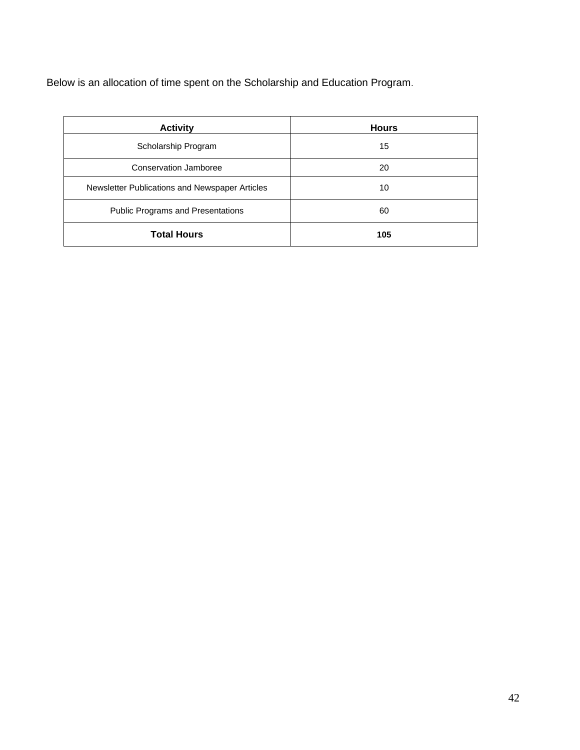Below is an allocation of time spent on the Scholarship and Education Program.

| Activity | Hours |
| --- | --- |
| Scholarship Program | 15 |
| Conservation Jamboree | 20 |
| Newsletter Publications and Newspaper Articles | 10 |
| Public Programs and Presentations | 60 |
| **Total Hours** | **105** |